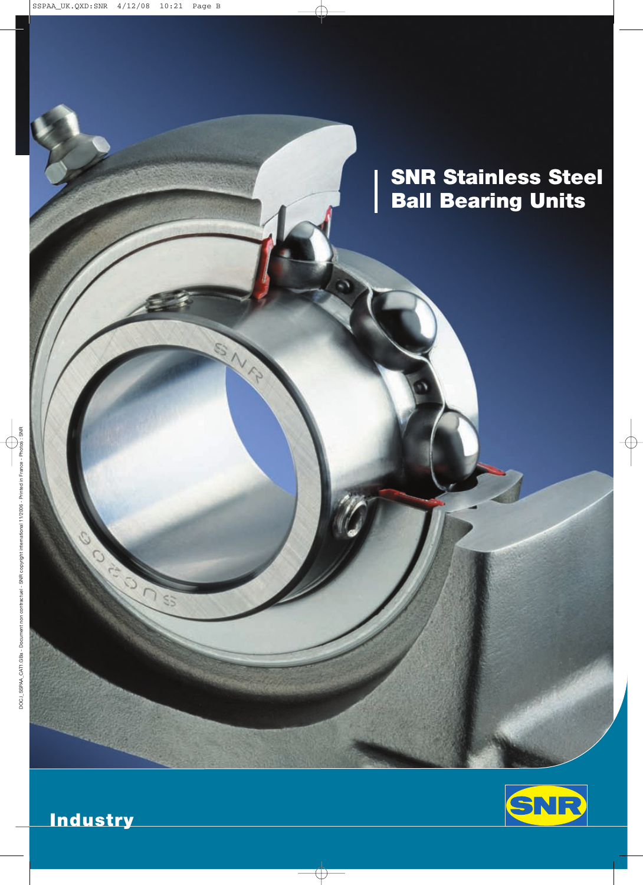# SNR Stainless Steel Ball Bearing Units

Industry

SNR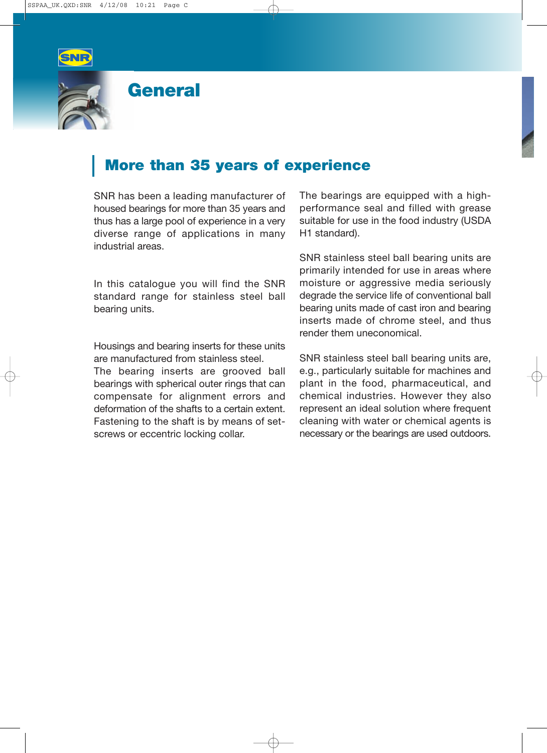# General

## More than 35 years of experience

SNR has been a leading manufacturer of housed bearings for more than 35 years and thus has a large pool of experience in a very diverse range of applications in many industrial areas.

In this catalogue you will find the SNR standard range for stainless steel ball bearing units.

Housings and bearing inserts for these units are manufactured from stainless steel.
The bearing inserts are grooved ball bearings with spherical outer rings that can compensate for alignment errors and deformation of the shafts to a certain extent.
Fastening to the shaft is by means of set-screws or eccentric locking collar.

The bearings are equipped with a high-performance seal and filled with grease suitable for use in the food industry (USDA H1 standard).

SNR stainless steel ball bearing units are primarily intended for use in areas where moisture or aggressive media seriously degrade the service life of conventional ball bearing units made of cast iron and bearing inserts made of chrome steel, and thus render them uneconomical.

SNR stainless steel ball bearing units are, e.g., particularly suitable for machines and plant in the food, pharmaceutical, and chemical industries. However they also represent an ideal solution where frequent cleaning with water or chemical agents is necessary or the bearings are used outdoors.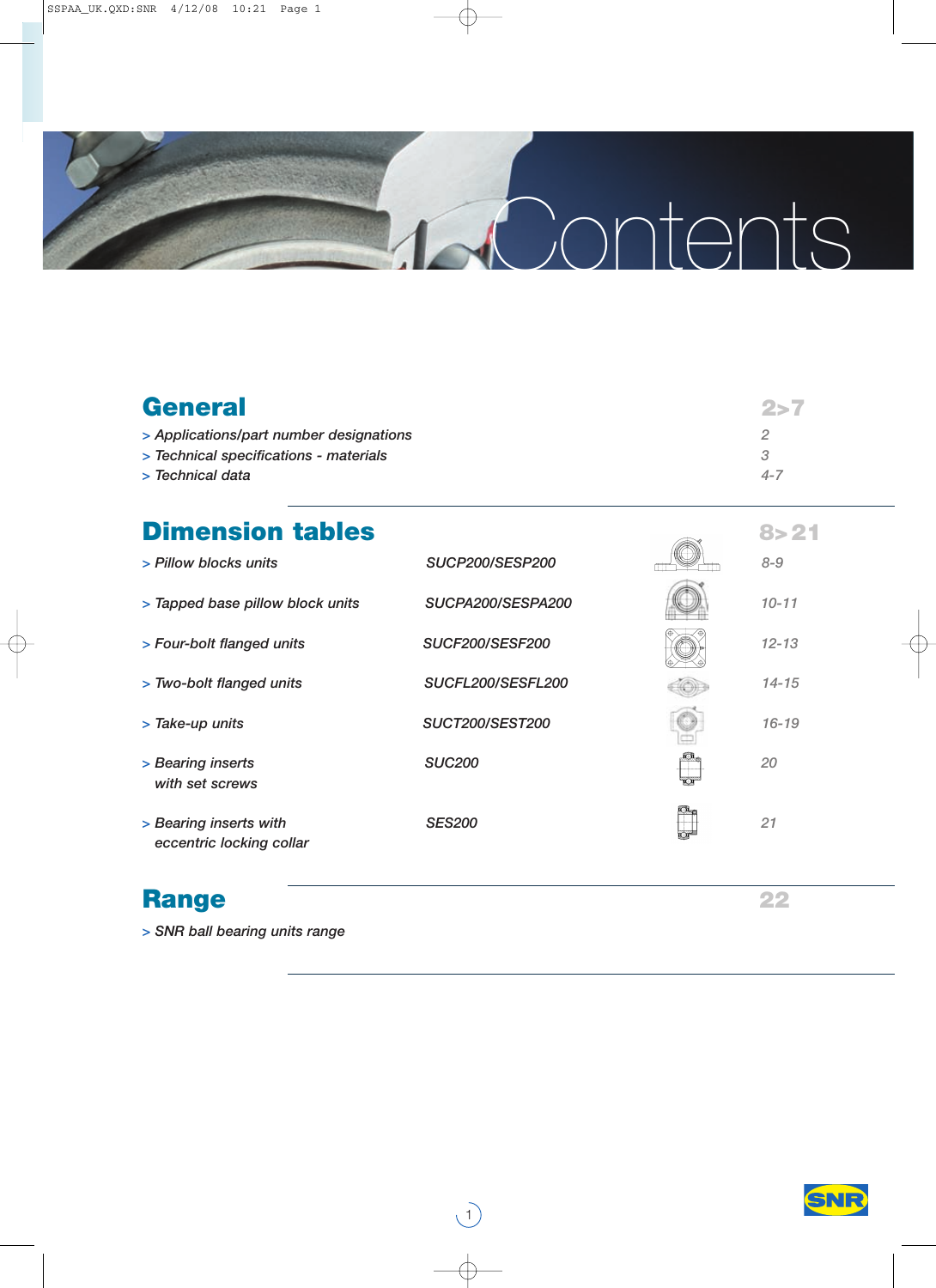# Contents

## General — 2>7

- > *Applications/part number designations* — *2*
- > *Technical specifications - materials* — *3*
- > *Technical data* — *4-7*

## Dimension tables — 8>21

| | | |
|---|---|---|
| > *Pillow blocks units* | *SUCP200/SESP200* | *8-9* |
| > *Tapped base pillow block units* | *SUCPA200/SESPA200* | *10-11* |
| > *Four-bolt flanged units* | *SUCF200/SESF200* | *12-13* |
| > *Two-bolt flanged units* | *SUCFL200/SESFL200* | *14-15* |
| > *Take-up units* | *SUCT200/SEST200* | *16-19* |
| > *Bearing inserts with set screws* | *SUC200* | *20* |
| > *Bearing inserts with eccentric locking collar* | *SES200* | *21* |

## Range — 22

- > *SNR ball bearing units range*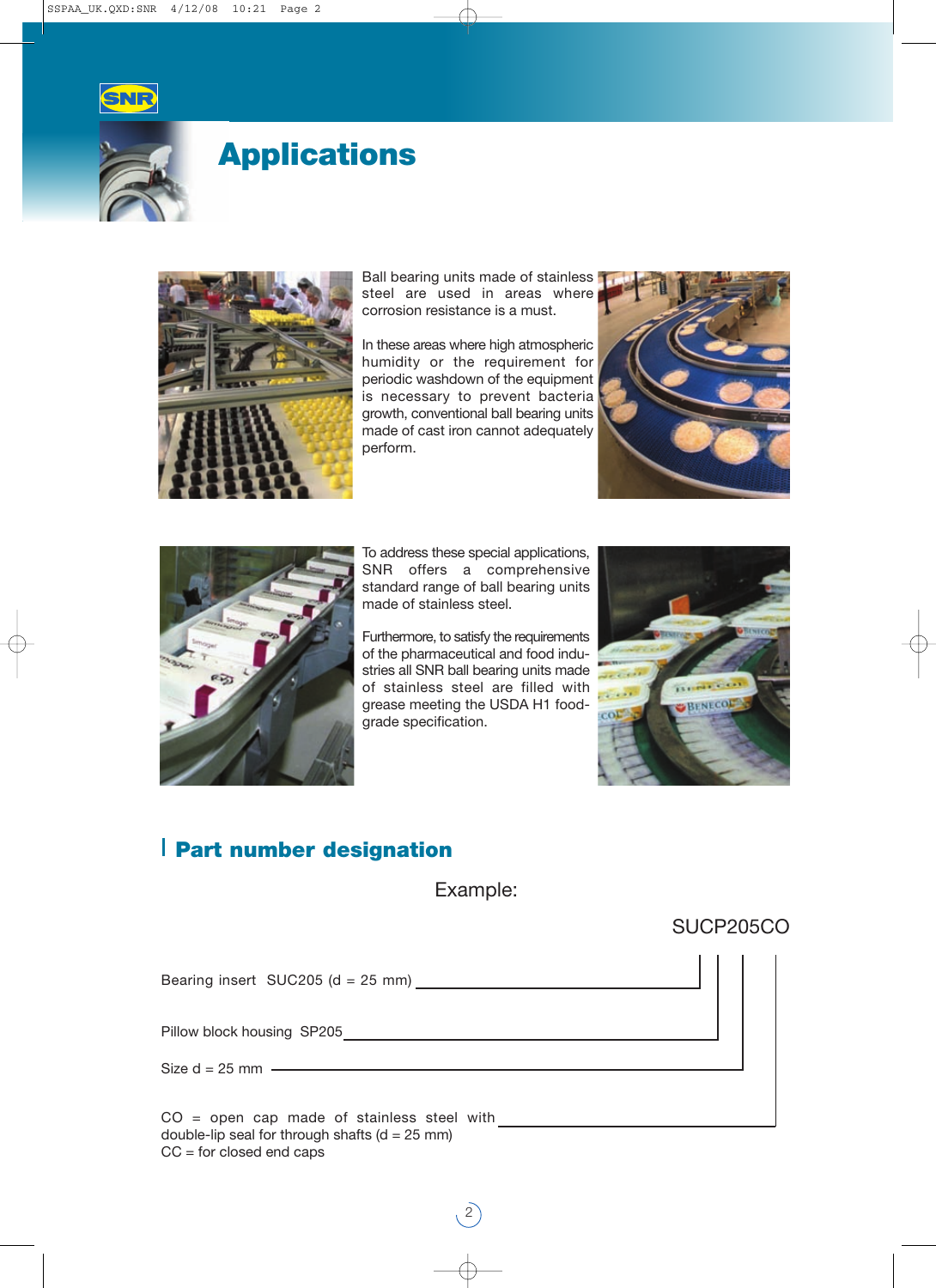# Applications

Ball bearing units made of stainless steel are used in areas where corrosion resistance is a must.

In these areas where high atmospheric humidity or the requirement for periodic washdown of the equipment is necessary to prevent bacteria growth, conventional ball bearing units made of cast iron cannot adequately perform.

To address these special applications, SNR offers a comprehensive standard range of ball bearing units made of stainless steel.

Furthermore, to satisfy the requirements of the pharmaceutical and food industries all SNR ball bearing units made of stainless steel are filled with grease meeting the USDA H1 food-grade specification.

## Part number designation

Example:

SUCP205CO

- Bearing insert SUC205 (d = 25 mm)
- Pillow block housing SP205
- Size d = 25 mm
- CO = open cap made of stainless steel with double-lip seal for through shafts (d = 25 mm)
  CC = for closed end caps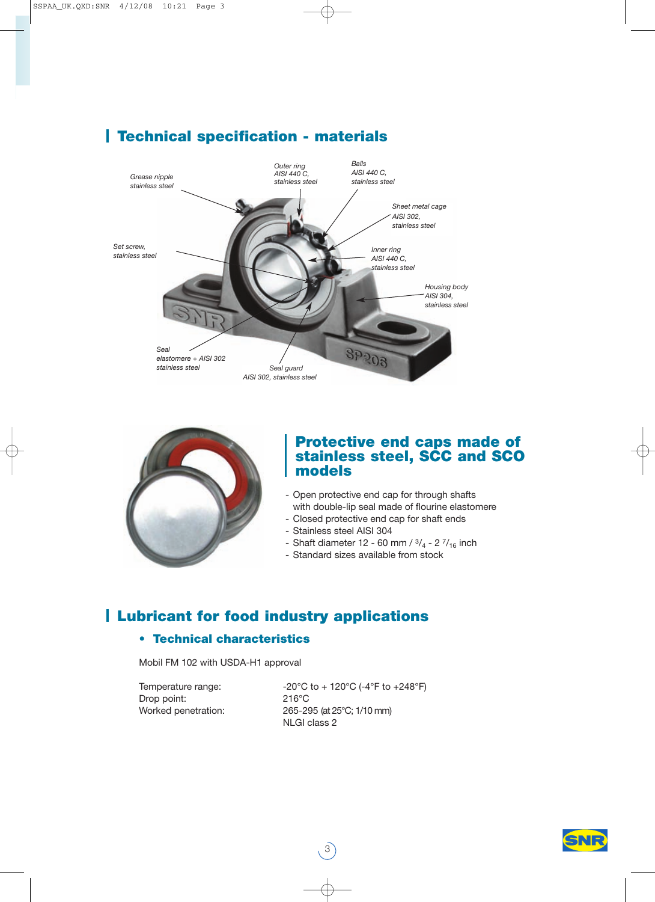## Technical specification - materials

Grease nipple
stainless steel

Outer ring
AISI 440 C,
stainless steel

Balls
AISI 440 C,
stainless steel

Sheet metal cage
AISI 302,
stainless steel

Set screw,
stainless steel

Inner ring
AISI 440 C,
stainless steel

Housing body
AISI 304,
stainless steel

Seal
elastomere + AISI 302
stainless steel

Seal guard
AISI 302, stainless steel

## Protective end caps made of stainless steel, SCC and SCO models

- Open protective end cap for through shafts with double-lip seal made of flourine elastomere
- Closed protective end cap for shaft ends
- Stainless steel AISI 304
- Shaft diameter 12 - 60 mm / $^3/_4$ - 2 $^7/_{16}$ inch
- Standard sizes available from stock

## Lubricant for food industry applications

### • Technical characteristics

Mobil FM 102 with USDA-H1 approval

| | |
|---|---|
| Temperature range: | -20°C to + 120°C (-4°F to +248°F) |
| Drop point: | 216°C |
| Worked penetration: | 265-295 (at 25°C; 1/10 mm) |
| | NLGI class 2 |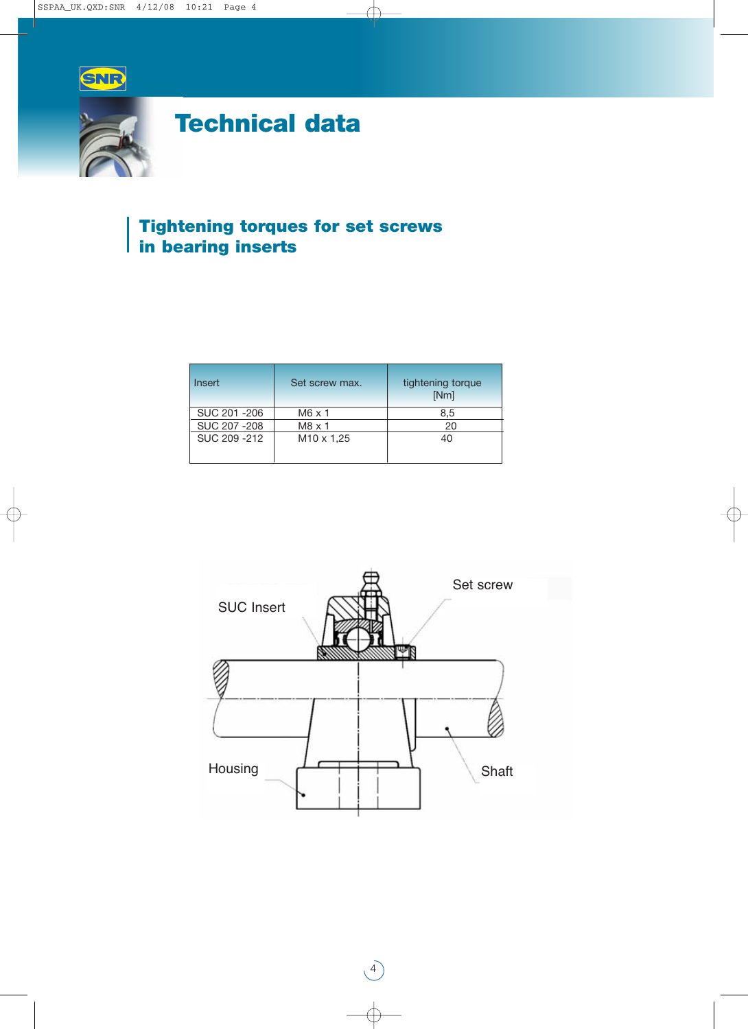# Technical data

## Tightening torques for set screws in bearing inserts

| Insert | Set screw max. | tightening torque [Nm] |
|---|---|---|
| SUC 201 -206 | M6 x 1 | 8,5 |
| SUC 207 -208 | M8 x 1 | 20 |
| SUC 209 -212 | M10 x 1,25 | 40 |

SUC Insert

Set screw

Housing

Shaft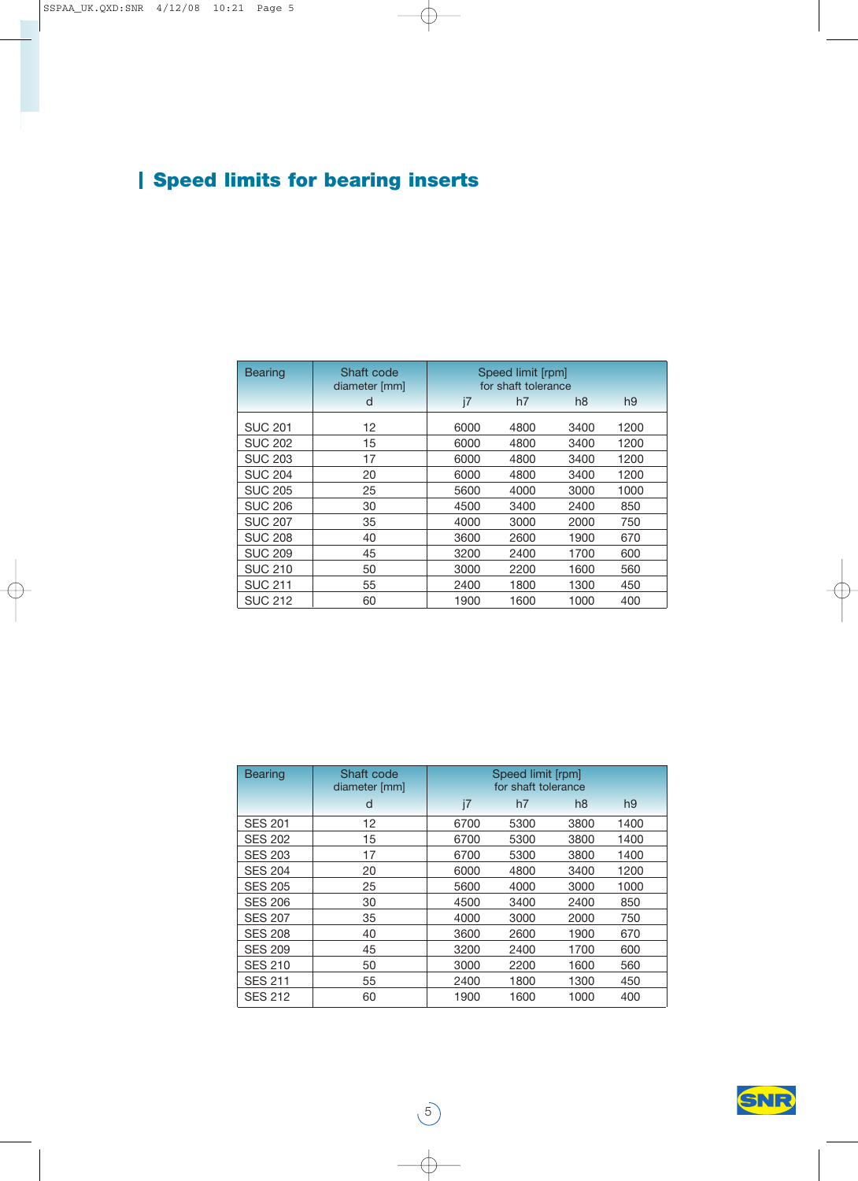## Speed limits for bearing inserts

| Bearing | Shaft code diameter [mm] | Speed limit [rpm] for shaft tolerance | | | |
|---|---|---|---|---|---|
| | d | j7 | h7 | h8 | h9 |
| SUC 201 | 12 | 6000 | 4800 | 3400 | 1200 |
| SUC 202 | 15 | 6000 | 4800 | 3400 | 1200 |
| SUC 203 | 17 | 6000 | 4800 | 3400 | 1200 |
| SUC 204 | 20 | 6000 | 4800 | 3400 | 1200 |
| SUC 205 | 25 | 5600 | 4000 | 3000 | 1000 |
| SUC 206 | 30 | 4500 | 3400 | 2400 | 850 |
| SUC 207 | 35 | 4000 | 3000 | 2000 | 750 |
| SUC 208 | 40 | 3600 | 2600 | 1900 | 670 |
| SUC 209 | 45 | 3200 | 2400 | 1700 | 600 |
| SUC 210 | 50 | 3000 | 2200 | 1600 | 560 |
| SUC 211 | 55 | 2400 | 1800 | 1300 | 450 |
| SUC 212 | 60 | 1900 | 1600 | 1000 | 400 |

| Bearing | Shaft code diameter [mm] | Speed limit [rpm] for shaft tolerance | | | |
|---|---|---|---|---|---|
| | d | j7 | h7 | h8 | h9 |
| SES 201 | 12 | 6700 | 5300 | 3800 | 1400 |
| SES 202 | 15 | 6700 | 5300 | 3800 | 1400 |
| SES 203 | 17 | 6700 | 5300 | 3800 | 1400 |
| SES 204 | 20 | 6000 | 4800 | 3400 | 1200 |
| SES 205 | 25 | 5600 | 4000 | 3000 | 1000 |
| SES 206 | 30 | 4500 | 3400 | 2400 | 850 |
| SES 207 | 35 | 4000 | 3000 | 2000 | 750 |
| SES 208 | 40 | 3600 | 2600 | 1900 | 670 |
| SES 209 | 45 | 3200 | 2400 | 1700 | 600 |
| SES 210 | 50 | 3000 | 2200 | 1600 | 560 |
| SES 211 | 55 | 2400 | 1800 | 1300 | 450 |
| SES 212 | 60 | 1900 | 1600 | 1000 | 400 |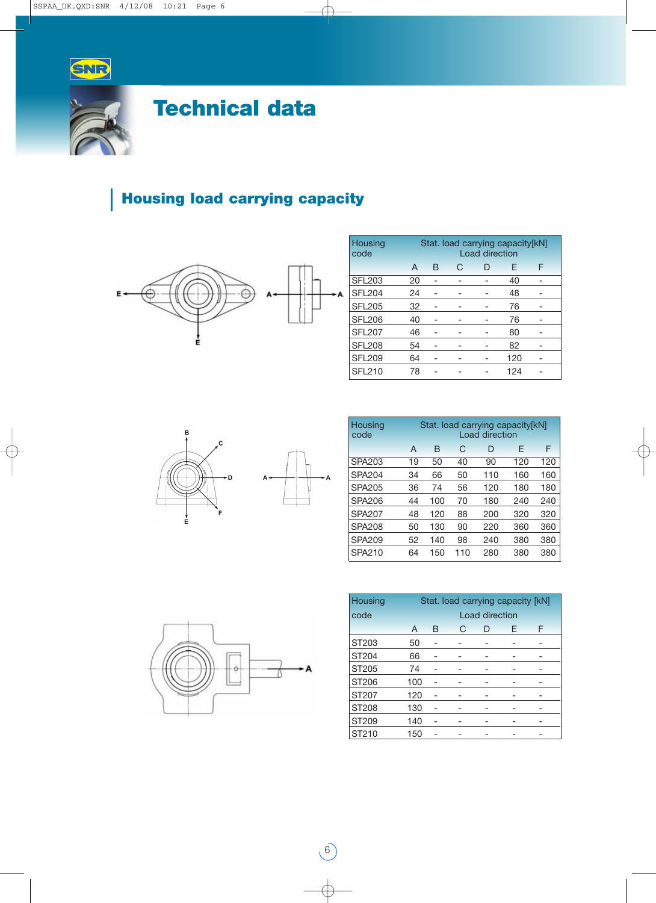# Technical data

## Housing load carrying capacity

| Housing code | Stat. load carrying capacity[kN] Load direction | | | | | |
|---|---|---|---|---|---|---|
| | A | B | C | D | E | F |
| SFL203 | 20 | - | - | - | 40 | - |
| SFL204 | 24 | - | - | - | 48 | - |
| SFL205 | 32 | - | - | - | 76 | - |
| SFL206 | 40 | - | - | - | 76 | - |
| SFL207 | 46 | - | - | - | 80 | - |
| SFL208 | 54 | - | - | - | 82 | - |
| SFL209 | 64 | - | - | - | 120 | - |
| SFL210 | 78 | - | - | - | 124 | - |

| Housing code | Stat. load carrying capacity[kN] Load direction | | | | | |
|---|---|---|---|---|---|---|
| | A | B | C | D | E | F |
| SPA203 | 19 | 50 | 40 | 90 | 120 | 120 |
| SPA204 | 34 | 66 | 50 | 110 | 160 | 160 |
| SPA205 | 36 | 74 | 56 | 120 | 180 | 180 |
| SPA206 | 44 | 100 | 70 | 180 | 240 | 240 |
| SPA207 | 48 | 120 | 88 | 200 | 320 | 320 |
| SPA208 | 50 | 130 | 90 | 220 | 360 | 360 |
| SPA209 | 52 | 140 | 98 | 240 | 380 | 380 |
| SPA210 | 64 | 150 | 110 | 280 | 380 | 380 |

| Housing code | Stat. load carrying capacity [kN] Load direction | | | | | |
|---|---|---|---|---|---|---|
| | A | B | C | D | E | F |
| ST203 | 50 | - | - | - | - | - |
| ST204 | 66 | - | - | - | - | - |
| ST205 | 74 | - | - | - | - | - |
| ST206 | 100 | - | - | - | - | - |
| ST207 | 120 | - | - | - | - | - |
| ST208 | 130 | - | - | - | - | - |
| ST209 | 140 | - | - | - | - | - |
| ST210 | 150 | - | - | - | - | - |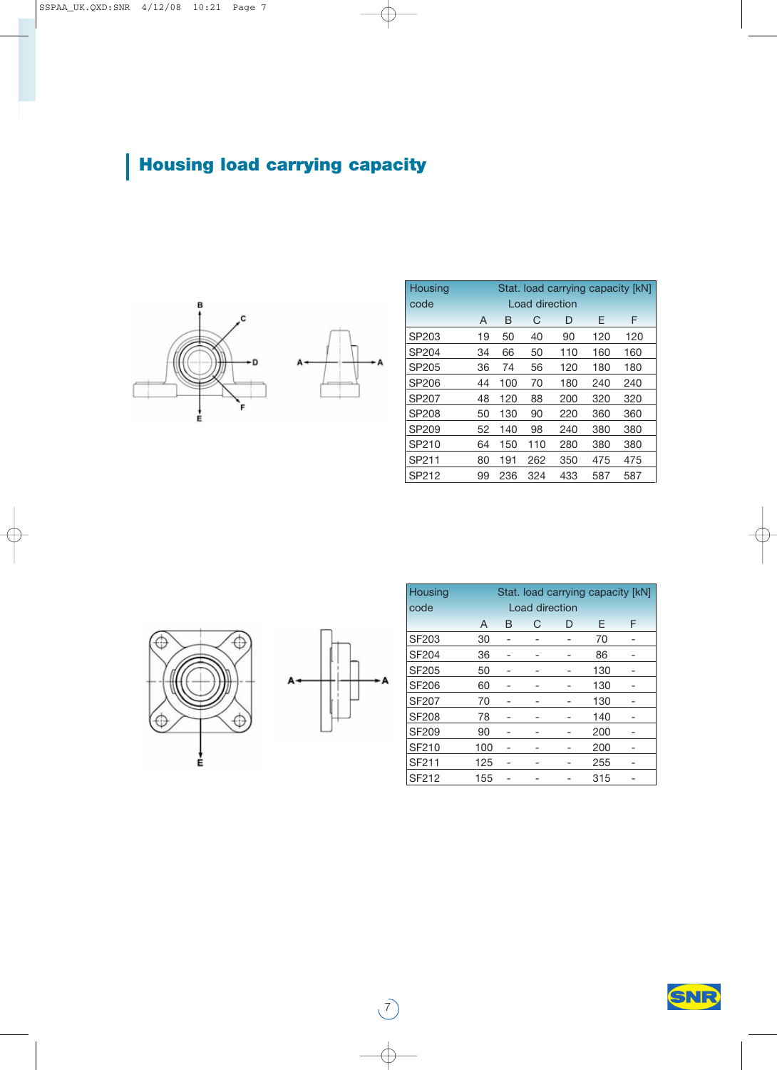## Housing load carrying capacity

| Housing code | Stat. load carrying capacity [kN] Load direction | | | | | |
|---|---|---|---|---|---|---|
| | A | B | C | D | E | F |
| SP203 | 19 | 50 | 40 | 90 | 120 | 120 |
| SP204 | 34 | 66 | 50 | 110 | 160 | 160 |
| SP205 | 36 | 74 | 56 | 120 | 180 | 180 |
| SP206 | 44 | 100 | 70 | 180 | 240 | 240 |
| SP207 | 48 | 120 | 88 | 200 | 320 | 320 |
| SP208 | 50 | 130 | 90 | 220 | 360 | 360 |
| SP209 | 52 | 140 | 98 | 240 | 380 | 380 |
| SP210 | 64 | 150 | 110 | 280 | 380 | 380 |
| SP211 | 80 | 191 | 262 | 350 | 475 | 475 |
| SP212 | 99 | 236 | 324 | 433 | 587 | 587 |

| Housing code | Stat. load carrying capacity [kN] Load direction | | | | | |
|---|---|---|---|---|---|---|
| | A | B | C | D | E | F |
| SF203 | 30 | - | - | - | 70 | - |
| SF204 | 36 | - | - | - | 86 | - |
| SF205 | 50 | - | - | - | 130 | - |
| SF206 | 60 | - | - | - | 130 | - |
| SF207 | 70 | - | - | - | 130 | - |
| SF208 | 78 | - | - | - | 140 | - |
| SF209 | 90 | - | - | - | 200 | - |
| SF210 | 100 | - | - | - | 200 | - |
| SF211 | 125 | - | - | - | 255 | - |
| SF212 | 155 | - | - | - | 315 | - |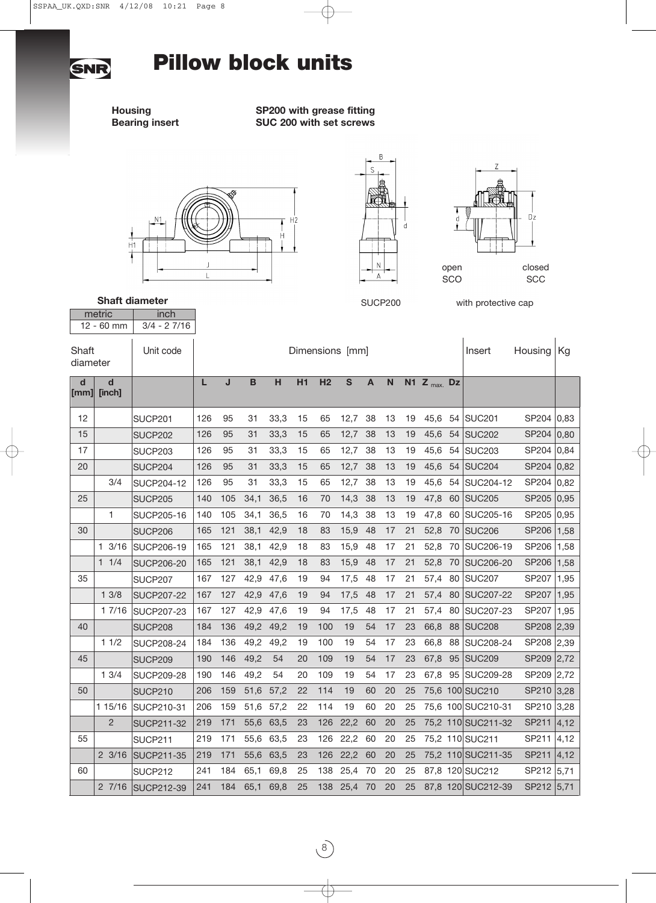# Pillow block units

**Housing** **SP200 with grease fitting**
**Bearing insert** **SUC 200 with set screws**

open SCO closed SCC

SUCP200 with protective cap

**Shaft diameter**

| metric | inch |
|---|---|
| 12 - 60 mm | 3/4 - 2 7/16 |

| Shaft diameter | | Unit code | Dimensions [mm] | | | | | | | | | | | | Insert | Housing | Kg |
|---|---|---|---|---|---|---|---|---|---|---|---|---|---|---|---|---|---|
| d [mm] | d [inch] | | L | J | B | H | H1 | H2 | S | A | N | N1 | $Z_{max.}$ | Dz | | | |
| 12 | | SUCP201 | 126 | 95 | 31 | 33,3 | 15 | 65 | 12,7 | 38 | 13 | 19 | 45,6 | 54 | SUC201 | SP204 | 0,83 |
| 15 | | SUCP202 | 126 | 95 | 31 | 33,3 | 15 | 65 | 12,7 | 38 | 13 | 19 | 45,6 | 54 | SUC202 | SP204 | 0,80 |
| 17 | | SUCP203 | 126 | 95 | 31 | 33,3 | 15 | 65 | 12,7 | 38 | 13 | 19 | 45,6 | 54 | SUC203 | SP204 | 0,84 |
| 20 | | SUCP204 | 126 | 95 | 31 | 33,3 | 15 | 65 | 12,7 | 38 | 13 | 19 | 45,6 | 54 | SUC204 | SP204 | 0,82 |
| | 3/4 | SUCP204-12 | 126 | 95 | 31 | 33,3 | 15 | 65 | 12,7 | 38 | 13 | 19 | 45,6 | 54 | SUC204-12 | SP204 | 0,82 |
| 25 | | SUCP205 | 140 | 105 | 34,1 | 36,5 | 16 | 70 | 14,3 | 38 | 13 | 19 | 47,8 | 60 | SUC205 | SP205 | 0,95 |
| | 1 | SUCP205-16 | 140 | 105 | 34,1 | 36,5 | 16 | 70 | 14,3 | 38 | 13 | 19 | 47,8 | 60 | SUC205-16 | SP205 | 0,95 |
| 30 | | SUCP206 | 165 | 121 | 38,1 | 42,9 | 18 | 83 | 15,9 | 48 | 17 | 21 | 52,8 | 70 | SUC206 | SP206 | 1,58 |
| | 1 3/16 | SUCP206-19 | 165 | 121 | 38,1 | 42,9 | 18 | 83 | 15,9 | 48 | 17 | 21 | 52,8 | 70 | SUC206-19 | SP206 | 1,58 |
| | 1 1/4 | SUCP206-20 | 165 | 121 | 38,1 | 42,9 | 18 | 83 | 15,9 | 48 | 17 | 21 | 52,8 | 70 | SUC206-20 | SP206 | 1,58 |
| 35 | | SUCP207 | 167 | 127 | 42,9 | 47,6 | 19 | 94 | 17,5 | 48 | 17 | 21 | 57,4 | 80 | SUC207 | SP207 | 1,95 |
| | 1 3/8 | SUCP207-22 | 167 | 127 | 42,9 | 47,6 | 19 | 94 | 17,5 | 48 | 17 | 21 | 57,4 | 80 | SUC207-22 | SP207 | 1,95 |
| | 1 7/16 | SUCP207-23 | 167 | 127 | 42,9 | 47,6 | 19 | 94 | 17,5 | 48 | 17 | 21 | 57,4 | 80 | SUC207-23 | SP207 | 1,95 |
| 40 | | SUCP208 | 184 | 136 | 49,2 | 49,2 | 19 | 100 | 19 | 54 | 17 | 23 | 66,8 | 88 | SUC208 | SP208 | 2,39 |
| | 1 1/2 | SUCP208-24 | 184 | 136 | 49,2 | 49,2 | 19 | 100 | 19 | 54 | 17 | 23 | 66,8 | 88 | SUC208-24 | SP208 | 2,39 |
| 45 | | SUCP209 | 190 | 146 | 49,2 | 54 | 20 | 109 | 19 | 54 | 17 | 23 | 67,8 | 95 | SUC209 | SP209 | 2,72 |
| | 1 3/4 | SUCP209-28 | 190 | 146 | 49,2 | 54 | 20 | 109 | 19 | 54 | 17 | 23 | 67,8 | 95 | SUC209-28 | SP209 | 2,72 |
| 50 | | SUCP210 | 206 | 159 | 51,6 | 57,2 | 22 | 114 | 19 | 60 | 20 | 25 | 75,6 | 100 | SUC210 | SP210 | 3,28 |
| | 1 15/16 | SUCP210-31 | 206 | 159 | 51,6 | 57,2 | 22 | 114 | 19 | 60 | 20 | 25 | 75,6 | 100 | SUC210-31 | SP210 | 3,28 |
| | 2 | SUCP211-32 | 219 | 171 | 55,6 | 63,5 | 23 | 126 | 22,2 | 60 | 20 | 25 | 75,2 | 110 | SUC211-32 | SP211 | 4,12 |
| 55 | | SUCP211 | 219 | 171 | 55,6 | 63,5 | 23 | 126 | 22,2 | 60 | 20 | 25 | 75,2 | 110 | SUC211 | SP211 | 4,12 |
| | 2 3/16 | SUCP211-35 | 219 | 171 | 55,6 | 63,5 | 23 | 126 | 22,2 | 60 | 20 | 25 | 75,2 | 110 | SUC211-35 | SP211 | 4,12 |
| 60 | | SUCP212 | 241 | 184 | 65,1 | 69,8 | 25 | 138 | 25,4 | 70 | 20 | 25 | 87,8 | 120 | SUC212 | SP212 | 5,71 |
| | 2 7/16 | SUCP212-39 | 241 | 184 | 65,1 | 69,8 | 25 | 138 | 25,4 | 70 | 20 | 25 | 87,8 | 120 | SUC212-39 | SP212 | 5,71 |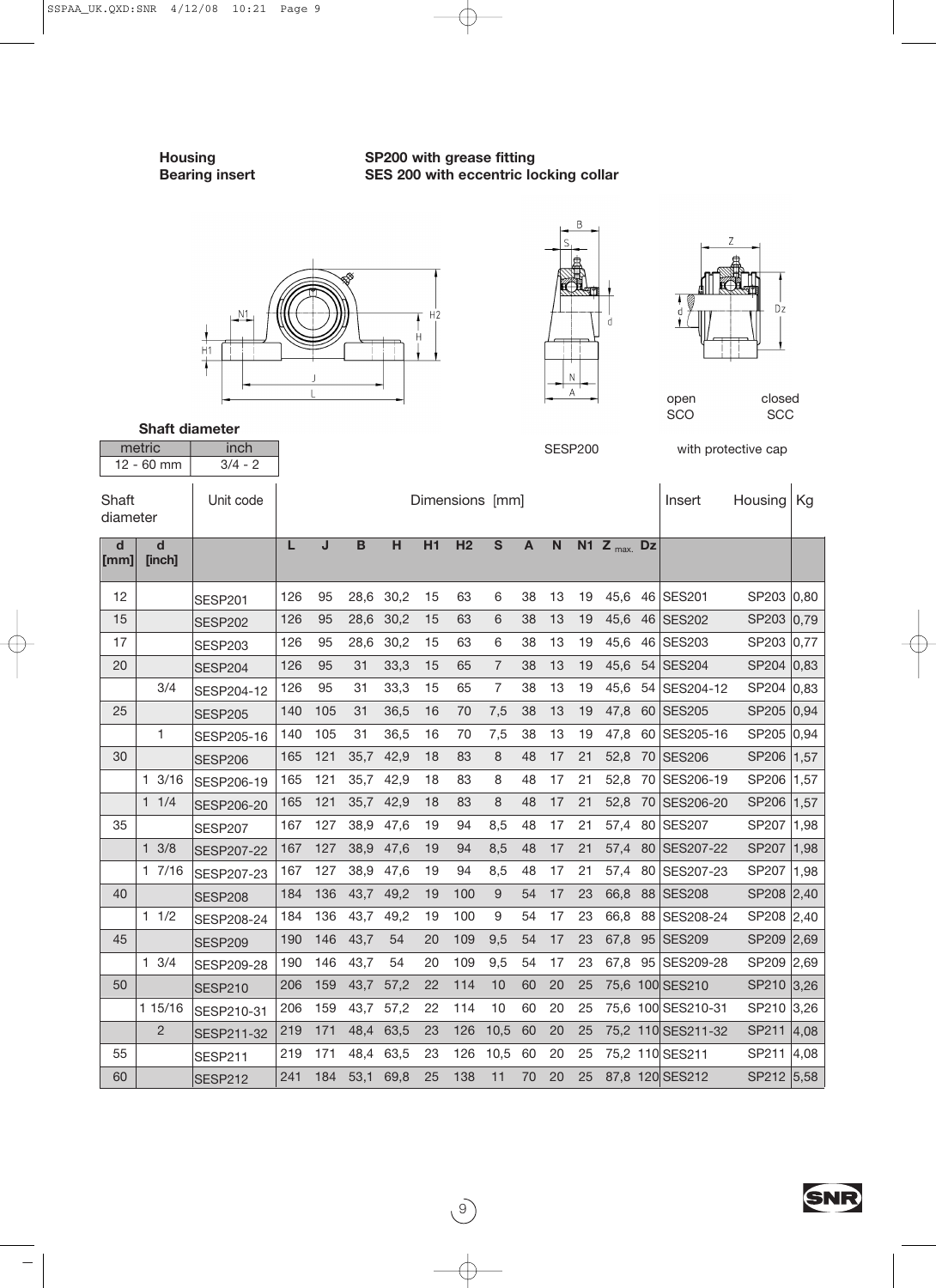**Housing** **SP200 with grease fitting**

**Bearing insert** **SES 200 with eccentric locking collar**

open SCO closed SCC

SESP200 with protective cap

**Shaft diameter**

| metric | inch |
|---|---|
| 12 - 60 mm | 3/4 - 2 |

| Shaft diameter | | Unit code | Dimensions [mm] | | | | | | | | | | | | Insert | Housing | Kg |
|---|---|---|---|---|---|---|---|---|---|---|---|---|---|---|---|---|---|
| **d [mm]** | **d [inch]** | | **L** | **J** | **B** | **H** | **H1** | **H2** | **S** | **A** | **N** | **N1** | **Z** max. | **Dz** | | | |
| 12 | | SESP201 | 126 | 95 | 28,6 | 30,2 | 15 | 63 | 6 | 38 | 13 | 19 | 45,6 | 46 | SES201 | SP203 | 0,80 |
| 15 | | SESP202 | 126 | 95 | 28,6 | 30,2 | 15 | 63 | 6 | 38 | 13 | 19 | 45,6 | 46 | SES202 | SP203 | 0,79 |
| 17 | | SESP203 | 126 | 95 | 28,6 | 30,2 | 15 | 63 | 6 | 38 | 13 | 19 | 45,6 | 46 | SES203 | SP203 | 0,77 |
| 20 | | SESP204 | 126 | 95 | 31 | 33,3 | 15 | 65 | 7 | 38 | 13 | 19 | 45,6 | 54 | SES204 | SP204 | 0,83 |
| | 3/4 | SESP204-12 | 126 | 95 | 31 | 33,3 | 15 | 65 | 7 | 38 | 13 | 19 | 45,6 | 54 | SES204-12 | SP204 | 0,83 |
| 25 | | SESP205 | 140 | 105 | 31 | 36,5 | 16 | 70 | 7,5 | 38 | 13 | 19 | 47,8 | 60 | SES205 | SP205 | 0,94 |
| | 1 | SESP205-16 | 140 | 105 | 31 | 36,5 | 16 | 70 | 7,5 | 38 | 13 | 19 | 47,8 | 60 | SES205-16 | SP205 | 0,94 |
| 30 | | SESP206 | 165 | 121 | 35,7 | 42,9 | 18 | 83 | 8 | 48 | 17 | 21 | 52,8 | 70 | SES206 | SP206 | 1,57 |
| | 1 3/16 | SESP206-19 | 165 | 121 | 35,7 | 42,9 | 18 | 83 | 8 | 48 | 17 | 21 | 52,8 | 70 | SES206-19 | SP206 | 1,57 |
| | 1 1/4 | SESP206-20 | 165 | 121 | 35,7 | 42,9 | 18 | 83 | 8 | 48 | 17 | 21 | 52,8 | 70 | SES206-20 | SP206 | 1,57 |
| 35 | | SESP207 | 167 | 127 | 38,9 | 47,6 | 19 | 94 | 8,5 | 48 | 17 | 21 | 57,4 | 80 | SES207 | SP207 | 1,98 |
| | 1 3/8 | SESP207-22 | 167 | 127 | 38,9 | 47,6 | 19 | 94 | 8,5 | 48 | 17 | 21 | 57,4 | 80 | SES207-22 | SP207 | 1,98 |
| | 1 7/16 | SESP207-23 | 167 | 127 | 38,9 | 47,6 | 19 | 94 | 8,5 | 48 | 17 | 21 | 57,4 | 80 | SES207-23 | SP207 | 1,98 |
| 40 | | SESP208 | 184 | 136 | 43,7 | 49,2 | 19 | 100 | 9 | 54 | 17 | 23 | 66,8 | 88 | SES208 | SP208 | 2,40 |
| | 1 1/2 | SESP208-24 | 184 | 136 | 43,7 | 49,2 | 19 | 100 | 9 | 54 | 17 | 23 | 66,8 | 88 | SES208-24 | SP208 | 2,40 |
| 45 | | SESP209 | 190 | 146 | 43,7 | 54 | 20 | 109 | 9,5 | 54 | 17 | 23 | 67,8 | 95 | SES209 | SP209 | 2,69 |
| | 1 3/4 | SESP209-28 | 190 | 146 | 43,7 | 54 | 20 | 109 | 9,5 | 54 | 17 | 23 | 67,8 | 95 | SES209-28 | SP209 | 2,69 |
| 50 | | SESP210 | 206 | 159 | 43,7 | 57,2 | 22 | 114 | 10 | 60 | 20 | 25 | 75,6 | 100 | SES210 | SP210 | 3,26 |
| | 1 15/16 | SESP210-31 | 206 | 159 | 43,7 | 57,2 | 22 | 114 | 10 | 60 | 20 | 25 | 75,6 | 100 | SES210-31 | SP210 | 3,26 |
| | 2 | SESP211-32 | 219 | 171 | 48,4 | 63,5 | 23 | 126 | 10,5 | 60 | 20 | 25 | 75,2 | 110 | SES211-32 | SP211 | 4,08 |
| 55 | | SESP211 | 219 | 171 | 48,4 | 63,5 | 23 | 126 | 10,5 | 60 | 20 | 25 | 75,2 | 110 | SES211 | SP211 | 4,08 |
| 60 | | SESP212 | 241 | 184 | 53,1 | 69,8 | 25 | 138 | 11 | 70 | 20 | 25 | 87,8 | 120 | SES212 | SP212 | 5,58 |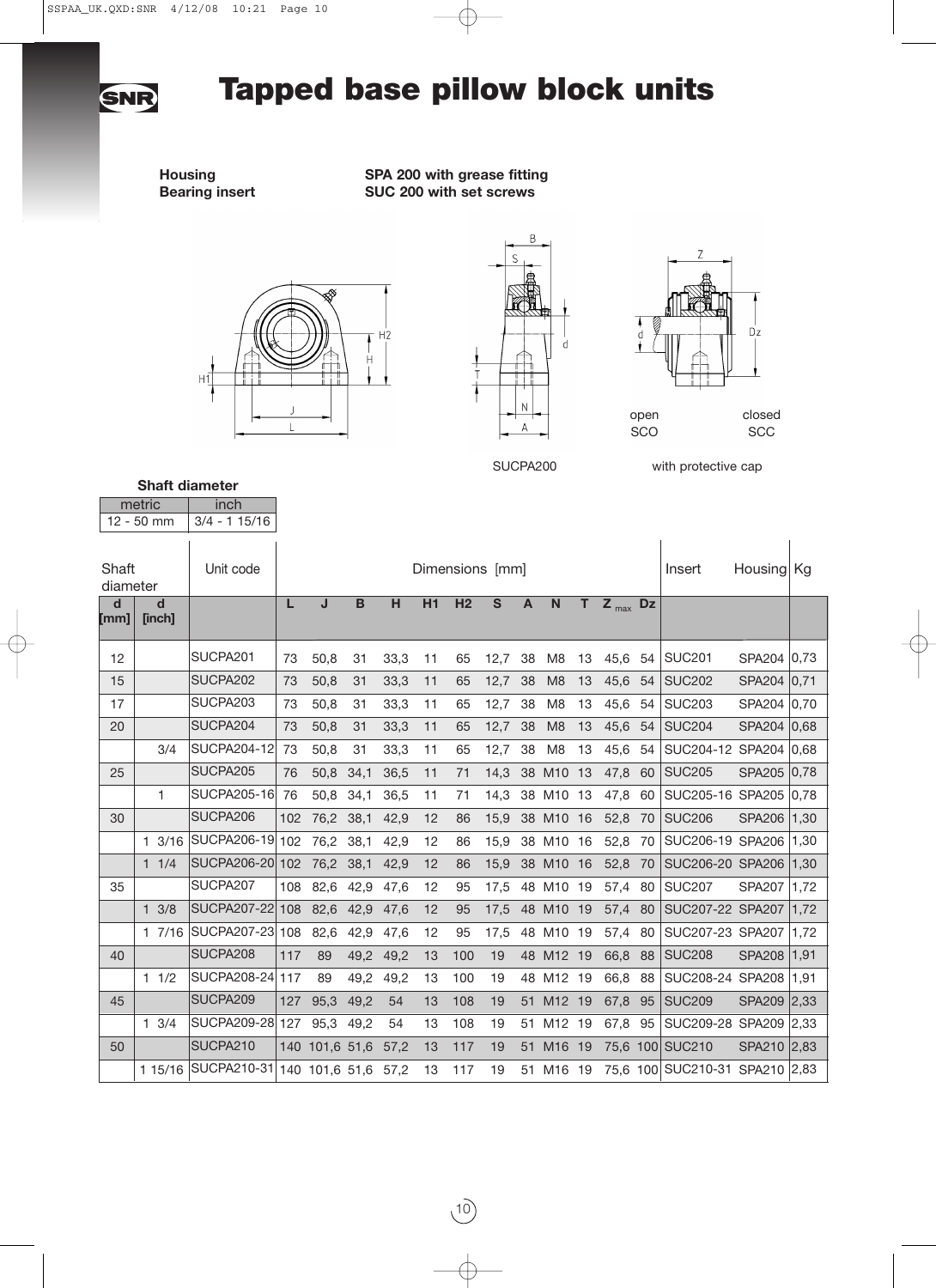# Tapped base pillow block units

**Housing** **SPA 200 with grease fitting**
**Bearing insert** **SUC 200 with set screws**

SUCPA200

open SCO closed SCC with protective cap

**Shaft diameter**

| metric | inch |
|---|---|
| 12 - 50 mm | 3/4 - 1 15/16 |

| Shaft diameter | | Unit code | Dimensions [mm] | | | | | | | | | | | | Insert | Housing | Kg |
|---|---|---|---|---|---|---|---|---|---|---|---|---|---|---|---|---|---|
| d [mm] | d [inch] | | L | J | B | H | H1 | H2 | S | A | N | T | $Z_{max}$ | Dz | | | |
| 12 | | SUCPA201 | 73 | 50,8 | 31 | 33,3 | 11 | 65 | 12,7 | 38 | M8 | 13 | 45,6 | 54 | SUC201 | SPA204 | 0,73 |
| 15 | | SUCPA202 | 73 | 50,8 | 31 | 33,3 | 11 | 65 | 12,7 | 38 | M8 | 13 | 45,6 | 54 | SUC202 | SPA204 | 0,71 |
| 17 | | SUCPA203 | 73 | 50,8 | 31 | 33,3 | 11 | 65 | 12,7 | 38 | M8 | 13 | 45,6 | 54 | SUC203 | SPA204 | 0,70 |
| 20 | | SUCPA204 | 73 | 50,8 | 31 | 33,3 | 11 | 65 | 12,7 | 38 | M8 | 13 | 45,6 | 54 | SUC204 | SPA204 | 0,68 |
| | 3/4 | SUCPA204-12 | 73 | 50,8 | 31 | 33,3 | 11 | 65 | 12,7 | 38 | M8 | 13 | 45,6 | 54 | SUC204-12 | SPA204 | 0,68 |
| 25 | | SUCPA205 | 76 | 50,8 | 34,1 | 36,5 | 11 | 71 | 14,3 | 38 | M10 | 13 | 47,8 | 60 | SUC205 | SPA205 | 0,78 |
| | 1 | SUCPA205-16 | 76 | 50,8 | 34,1 | 36,5 | 11 | 71 | 14,3 | 38 | M10 | 13 | 47,8 | 60 | SUC205-16 | SPA205 | 0,78 |
| 30 | | SUCPA206 | 102 | 76,2 | 38,1 | 42,9 | 12 | 86 | 15,9 | 38 | M10 | 16 | 52,8 | 70 | SUC206 | SPA206 | 1,30 |
| | 1 3/16 | SUCPA206-19 | 102 | 76,2 | 38,1 | 42,9 | 12 | 86 | 15,9 | 38 | M10 | 16 | 52,8 | 70 | SUC206-19 | SPA206 | 1,30 |
| | 1 1/4 | SUCPA206-20 | 102 | 76,2 | 38,1 | 42,9 | 12 | 86 | 15,9 | 38 | M10 | 16 | 52,8 | 70 | SUC206-20 | SPA206 | 1,30 |
| 35 | | SUCPA207 | 108 | 82,6 | 42,9 | 47,6 | 12 | 95 | 17,5 | 48 | M10 | 19 | 57,4 | 80 | SUC207 | SPA207 | 1,72 |
| | 1 3/8 | SUCPA207-22 | 108 | 82,6 | 42,9 | 47,6 | 12 | 95 | 17,5 | 48 | M10 | 19 | 57,4 | 80 | SUC207-22 | SPA207 | 1,72 |
| | 1 7/16 | SUCPA207-23 | 108 | 82,6 | 42,9 | 47,6 | 12 | 95 | 17,5 | 48 | M10 | 19 | 57,4 | 80 | SUC207-23 | SPA207 | 1,72 |
| 40 | | SUCPA208 | 117 | 89 | 49,2 | 49,2 | 13 | 100 | 19 | 48 | M12 | 19 | 66,8 | 88 | SUC208 | SPA208 | 1,91 |
| | 1 1/2 | SUCPA208-24 | 117 | 89 | 49,2 | 49,2 | 13 | 100 | 19 | 48 | M12 | 19 | 66,8 | 88 | SUC208-24 | SPA208 | 1,91 |
| 45 | | SUCPA209 | 127 | 95,3 | 49,2 | 54 | 13 | 108 | 19 | 51 | M12 | 19 | 67,8 | 95 | SUC209 | SPA209 | 2,33 |
| | 1 3/4 | SUCPA209-28 | 127 | 95,3 | 49,2 | 54 | 13 | 108 | 19 | 51 | M12 | 19 | 67,8 | 95 | SUC209-28 | SPA209 | 2,33 |
| 50 | | SUCPA210 | 140 | 101,6 | 51,6 | 57,2 | 13 | 117 | 19 | 51 | M16 | 19 | 75,6 | 100 | SUC210 | SPA210 | 2,83 |
| | 1 15/16 | SUCPA210-31 | 140 | 101,6 | 51,6 | 57,2 | 13 | 117 | 19 | 51 | M16 | 19 | 75,6 | 100 | SUC210-31 | SPA210 | 2,83 |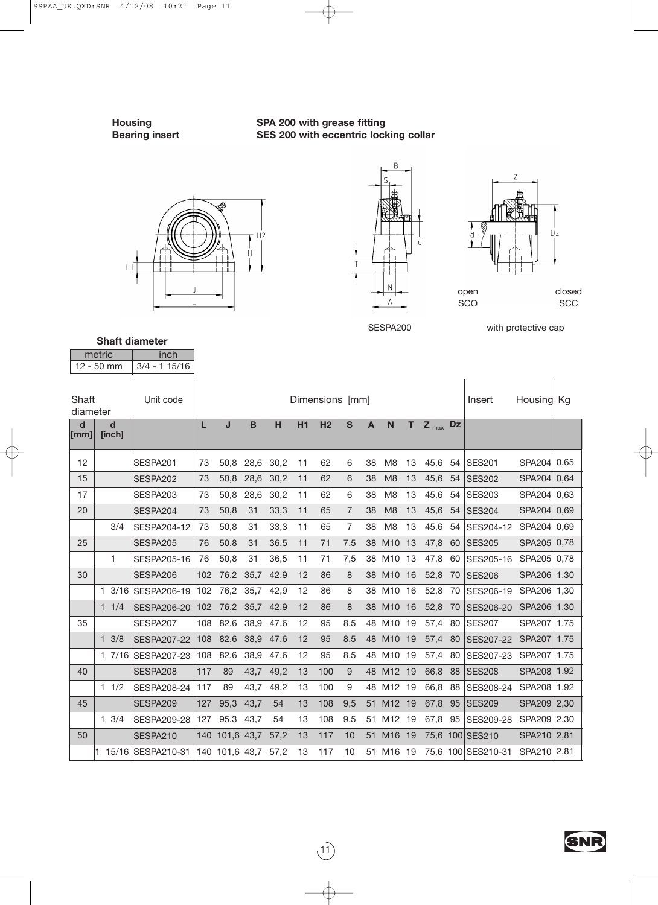**Housing** **SPA 200 with grease fitting**
**Bearing insert** **SES 200 with eccentric locking collar**

open SCO — closed SCC

SESPA200 — with protective cap

**Shaft diameter**

| metric | inch |
|---|---|
| 12 - 50 mm | 3/4 - 1 15/16 |

| Shaft diameter | | Unit code | Dimensions [mm] | | | | | | | | | | | | Insert | Housing | Kg |
|---|---|---|---|---|---|---|---|---|---|---|---|---|---|---|---|---|---|
| d [mm] | d [inch] | | L | J | B | H | H1 | H2 | S | A | N | T | $Z_{max}$ | Dz | | | |
| 12 | | SESPA201 | 73 | 50,8 | 28,6 | 30,2 | 11 | 62 | 6 | 38 | M8 | 13 | 45,6 | 54 | SES201 | SPA204 | 0,65 |
| 15 | | SESPA202 | 73 | 50,8 | 28,6 | 30,2 | 11 | 62 | 6 | 38 | M8 | 13 | 45,6 | 54 | SES202 | SPA204 | 0,64 |
| 17 | | SESPA203 | 73 | 50,8 | 28,6 | 30,2 | 11 | 62 | 6 | 38 | M8 | 13 | 45,6 | 54 | SES203 | SPA204 | 0,63 |
| 20 | | SESPA204 | 73 | 50,8 | 31 | 33,3 | 11 | 65 | 7 | 38 | M8 | 13 | 45,6 | 54 | SES204 | SPA204 | 0,69 |
| | 3/4 | SESPA204-12 | 73 | 50,8 | 31 | 33,3 | 11 | 65 | 7 | 38 | M8 | 13 | 45,6 | 54 | SES204-12 | SPA204 | 0,69 |
| 25 | | SESPA205 | 76 | 50,8 | 31 | 36,5 | 11 | 71 | 7,5 | 38 | M10 | 13 | 47,8 | 60 | SES205 | SPA205 | 0,78 |
| | 1 | SESPA205-16 | 76 | 50,8 | 31 | 36,5 | 11 | 71 | 7,5 | 38 | M10 | 13 | 47,8 | 60 | SES205-16 | SPA205 | 0,78 |
| 30 | | SESPA206 | 102 | 76,2 | 35,7 | 42,9 | 12 | 86 | 8 | 38 | M10 | 16 | 52,8 | 70 | SES206 | SPA206 | 1,30 |
| | 1 3/16 | SESPA206-19 | 102 | 76,2 | 35,7 | 42,9 | 12 | 86 | 8 | 38 | M10 | 16 | 52,8 | 70 | SES206-19 | SPA206 | 1,30 |
| | 1 1/4 | SESPA206-20 | 102 | 76,2 | 35,7 | 42,9 | 12 | 86 | 8 | 38 | M10 | 16 | 52,8 | 70 | SES206-20 | SPA206 | 1,30 |
| 35 | | SESPA207 | 108 | 82,6 | 38,9 | 47,6 | 12 | 95 | 8,5 | 48 | M10 | 19 | 57,4 | 80 | SES207 | SPA207 | 1,75 |
| | 1 3/8 | SESPA207-22 | 108 | 82,6 | 38,9 | 47,6 | 12 | 95 | 8,5 | 48 | M10 | 19 | 57,4 | 80 | SES207-22 | SPA207 | 1,75 |
| | 1 7/16 | SESPA207-23 | 108 | 82,6 | 38,9 | 47,6 | 12 | 95 | 8,5 | 48 | M10 | 19 | 57,4 | 80 | SES207-23 | SPA207 | 1,75 |
| 40 | | SESPA208 | 117 | 89 | 43,7 | 49,2 | 13 | 100 | 9 | 48 | M12 | 19 | 66,8 | 88 | SES208 | SPA208 | 1,92 |
| | 1 1/2 | SESPA208-24 | 117 | 89 | 43,7 | 49,2 | 13 | 100 | 9 | 48 | M12 | 19 | 66,8 | 88 | SES208-24 | SPA208 | 1,92 |
| 45 | | SESPA209 | 127 | 95,3 | 43,7 | 54 | 13 | 108 | 9,5 | 51 | M12 | 19 | 67,8 | 95 | SES209 | SPA209 | 2,30 |
| | 1 3/4 | SESPA209-28 | 127 | 95,3 | 43,7 | 54 | 13 | 108 | 9,5 | 51 | M12 | 19 | 67,8 | 95 | SES209-28 | SPA209 | 2,30 |
| 50 | | SESPA210 | 140 | 101,6 | 43,7 | 57,2 | 13 | 117 | 10 | 51 | M16 | 19 | 75,6 | 100 | SES210 | SPA210 | 2,81 |
| | 1 15/16 | SESPA210-31 | 140 | 101,6 | 43,7 | 57,2 | 13 | 117 | 10 | 51 | M16 | 19 | 75,6 | 100 | SES210-31 | SPA210 | 2,81 |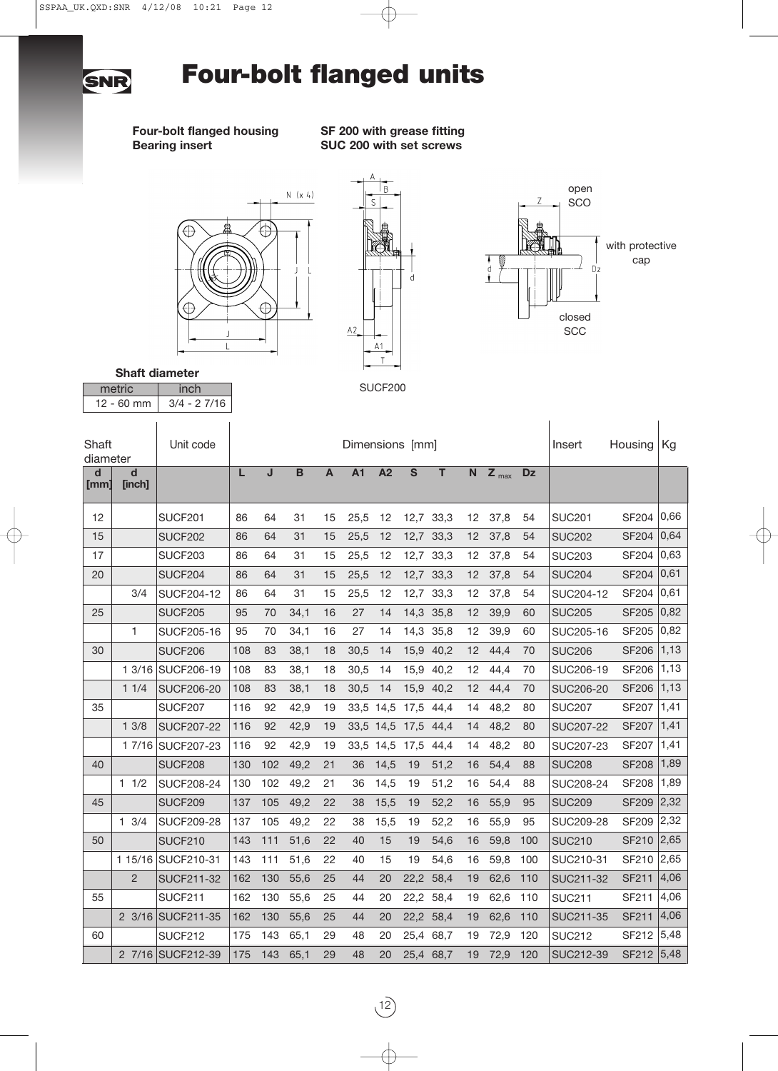# Four-bolt flanged units

**Four-bolt flanged housing** **SF 200 with grease fitting**
**Bearing insert** **SUC 200 with set screws**

open SCO

with protective cap

closed SCC

SUCF200

**Shaft diameter**

| metric | inch |
|---|---|
| 12 - 60 mm | 3/4 - 2 7/16 |

| Shaft diameter | | Unit code | Dimensions [mm] | | | | | | | | | | | Insert | Housing | Kg |
|---|---|---|---|---|---|---|---|---|---|---|---|---|---|---|---|---|
| d [mm] | d [inch] | | L | J | B | A | A1 | A2 | S | T | N | $Z_{max}$ | Dz | | | |
| 12 | | SUCF201 | 86 | 64 | 31 | 15 | 25,5 | 12 | 12,7 | 33,3 | 12 | 37,8 | 54 | SUC201 | SF204 | 0,66 |
| 15 | | SUCF202 | 86 | 64 | 31 | 15 | 25,5 | 12 | 12,7 | 33,3 | 12 | 37,8 | 54 | SUC202 | SF204 | 0,64 |
| 17 | | SUCF203 | 86 | 64 | 31 | 15 | 25,5 | 12 | 12,7 | 33,3 | 12 | 37,8 | 54 | SUC203 | SF204 | 0,63 |
| 20 | | SUCF204 | 86 | 64 | 31 | 15 | 25,5 | 12 | 12,7 | 33,3 | 12 | 37,8 | 54 | SUC204 | SF204 | 0,61 |
| | 3/4 | SUCF204-12 | 86 | 64 | 31 | 15 | 25,5 | 12 | 12,7 | 33,3 | 12 | 37,8 | 54 | SUC204-12 | SF204 | 0,61 |
| 25 | | SUCF205 | 95 | 70 | 34,1 | 16 | 27 | 14 | 14,3 | 35,8 | 12 | 39,9 | 60 | SUC205 | SF205 | 0,82 |
| | 1 | SUCF205-16 | 95 | 70 | 34,1 | 16 | 27 | 14 | 14,3 | 35,8 | 12 | 39,9 | 60 | SUC205-16 | SF205 | 0,82 |
| 30 | | SUCF206 | 108 | 83 | 38,1 | 18 | 30,5 | 14 | 15,9 | 40,2 | 12 | 44,4 | 70 | SUC206 | SF206 | 1,13 |
| | 1 3/16 | SUCF206-19 | 108 | 83 | 38,1 | 18 | 30,5 | 14 | 15,9 | 40,2 | 12 | 44,4 | 70 | SUC206-19 | SF206 | 1,13 |
| | 1 1/4 | SUCF206-20 | 108 | 83 | 38,1 | 18 | 30,5 | 14 | 15,9 | 40,2 | 12 | 44,4 | 70 | SUC206-20 | SF206 | 1,13 |
| 35 | | SUCF207 | 116 | 92 | 42,9 | 19 | 33,5 | 14,5 | 17,5 | 44,4 | 14 | 48,2 | 80 | SUC207 | SF207 | 1,41 |
| | 1 3/8 | SUCF207-22 | 116 | 92 | 42,9 | 19 | 33,5 | 14,5 | 17,5 | 44,4 | 14 | 48,2 | 80 | SUC207-22 | SF207 | 1,41 |
| | 1 7/16 | SUCF207-23 | 116 | 92 | 42,9 | 19 | 33,5 | 14,5 | 17,5 | 44,4 | 14 | 48,2 | 80 | SUC207-23 | SF207 | 1,41 |
| 40 | | SUCF208 | 130 | 102 | 49,2 | 21 | 36 | 14,5 | 19 | 51,2 | 16 | 54,4 | 88 | SUC208 | SF208 | 1,89 |
| | 1 1/2 | SUCF208-24 | 130 | 102 | 49,2 | 21 | 36 | 14,5 | 19 | 51,2 | 16 | 54,4 | 88 | SUC208-24 | SF208 | 1,89 |
| 45 | | SUCF209 | 137 | 105 | 49,2 | 22 | 38 | 15,5 | 19 | 52,2 | 16 | 55,9 | 95 | SUC209 | SF209 | 2,32 |
| | 1 3/4 | SUCF209-28 | 137 | 105 | 49,2 | 22 | 38 | 15,5 | 19 | 52,2 | 16 | 55,9 | 95 | SUC209-28 | SF209 | 2,32 |
| 50 | | SUCF210 | 143 | 111 | 51,6 | 22 | 40 | 15 | 19 | 54,6 | 16 | 59,8 | 100 | SUC210 | SF210 | 2,65 |
| | 1 15/16 | SUCF210-31 | 143 | 111 | 51,6 | 22 | 40 | 15 | 19 | 54,6 | 16 | 59,8 | 100 | SUC210-31 | SF210 | 2,65 |
| | 2 | SUCF211-32 | 162 | 130 | 55,6 | 25 | 44 | 20 | 22,2 | 58,4 | 19 | 62,6 | 110 | SUC211-32 | SF211 | 4,06 |
| 55 | | SUCF211 | 162 | 130 | 55,6 | 25 | 44 | 20 | 22,2 | 58,4 | 19 | 62,6 | 110 | SUC211 | SF211 | 4,06 |
| | 2 3/16 | SUCF211-35 | 162 | 130 | 55,6 | 25 | 44 | 20 | 22,2 | 58,4 | 19 | 62,6 | 110 | SUC211-35 | SF211 | 4,06 |
| 60 | | SUCF212 | 175 | 143 | 65,1 | 29 | 48 | 20 | 25,4 | 68,7 | 19 | 72,9 | 120 | SUC212 | SF212 | 5,48 |
| | 2 7/16 | SUCF212-39 | 175 | 143 | 65,1 | 29 | 48 | 20 | 25,4 | 68,7 | 19 | 72,9 | 120 | SUC212-39 | SF212 | 5,48 |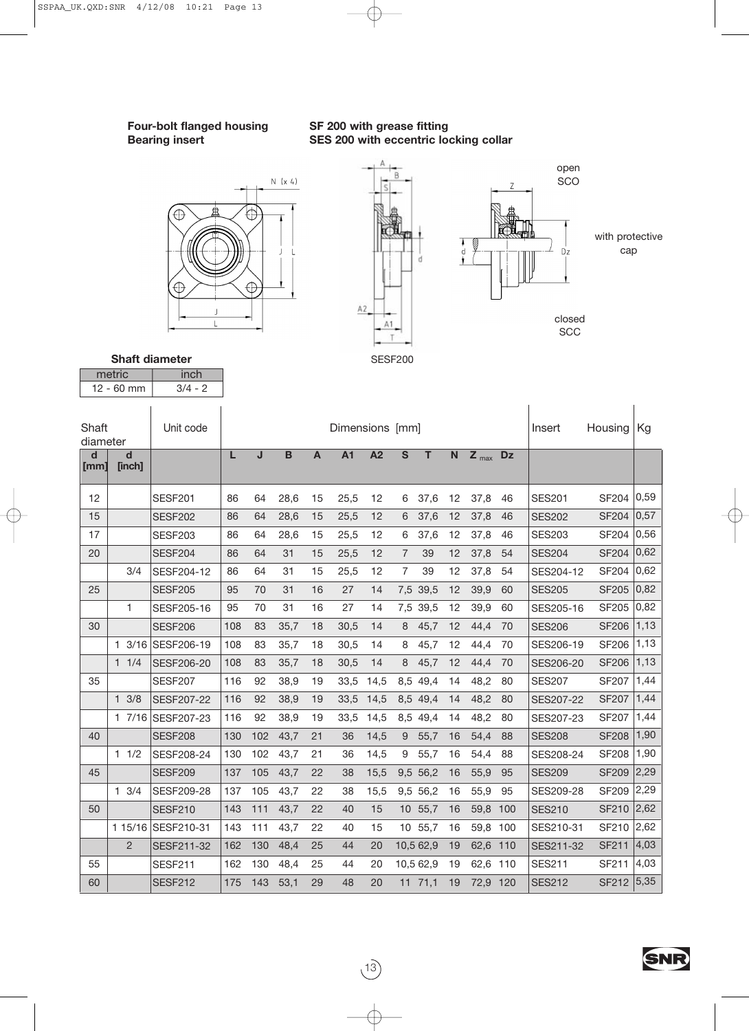**Four-bolt flanged housing** **SF 200 with grease fitting**
**Bearing insert** **SES 200 with eccentric locking collar**

open SCO

with protective cap

closed SCC

SESF200

**Shaft diameter**

| metric | inch |
|---|---|
| 12 - 60 mm | 3/4 - 2 |

| Shaft diameter | | Unit code | Dimensions [mm] | | | | | | | | | | | Insert | Housing | Kg |
|---|---|---|---|---|---|---|---|---|---|---|---|---|---|---|---|---|
| **d [mm]** | **d [inch]** | | **L** | **J** | **B** | **A** | **A1** | **A2** | **S** | **T** | **N** | **$Z_{max}$** | **Dz** | | | |
| 12 | | SESF201 | 86 | 64 | 28,6 | 15 | 25,5 | 12 | 6 | 37,6 | 12 | 37,8 | 46 | SES201 | SF204 | 0,59 |
| 15 | | SESF202 | 86 | 64 | 28,6 | 15 | 25,5 | 12 | 6 | 37,6 | 12 | 37,8 | 46 | SES202 | SF204 | 0,57 |
| 17 | | SESF203 | 86 | 64 | 28,6 | 15 | 25,5 | 12 | 6 | 37,6 | 12 | 37,8 | 46 | SES203 | SF204 | 0,56 |
| 20 | | SESF204 | 86 | 64 | 31 | 15 | 25,5 | 12 | 7 | 39 | 12 | 37,8 | 54 | SES204 | SF204 | 0,62 |
| | 3/4 | SESF204-12 | 86 | 64 | 31 | 15 | 25,5 | 12 | 7 | 39 | 12 | 37,8 | 54 | SES204-12 | SF204 | 0,62 |
| 25 | | SESF205 | 95 | 70 | 31 | 16 | 27 | 14 | 7,5 | 39,5 | 12 | 39,9 | 60 | SES205 | SF205 | 0,82 |
| | 1 | SESF205-16 | 95 | 70 | 31 | 16 | 27 | 14 | 7,5 | 39,5 | 12 | 39,9 | 60 | SES205-16 | SF205 | 0,82 |
| 30 | | SESF206 | 108 | 83 | 35,7 | 18 | 30,5 | 14 | 8 | 45,7 | 12 | 44,4 | 70 | SES206 | SF206 | 1,13 |
| | 1 3/16 | SESF206-19 | 108 | 83 | 35,7 | 18 | 30,5 | 14 | 8 | 45,7 | 12 | 44,4 | 70 | SES206-19 | SF206 | 1,13 |
| | 1 1/4 | SESF206-20 | 108 | 83 | 35,7 | 18 | 30,5 | 14 | 8 | 45,7 | 12 | 44,4 | 70 | SES206-20 | SF206 | 1,13 |
| 35 | | SESF207 | 116 | 92 | 38,9 | 19 | 33,5 | 14,5 | 8,5 | 49,4 | 14 | 48,2 | 80 | SES207 | SF207 | 1,44 |
| | 1 3/8 | SESF207-22 | 116 | 92 | 38,9 | 19 | 33,5 | 14,5 | 8,5 | 49,4 | 14 | 48,2 | 80 | SES207-22 | SF207 | 1,44 |
| | 1 7/16 | SESF207-23 | 116 | 92 | 38,9 | 19 | 33,5 | 14,5 | 8,5 | 49,4 | 14 | 48,2 | 80 | SES207-23 | SF207 | 1,44 |
| 40 | | SESF208 | 130 | 102 | 43,7 | 21 | 36 | 14,5 | 9 | 55,7 | 16 | 54,4 | 88 | SES208 | SF208 | 1,90 |
| | 1 1/2 | SESF208-24 | 130 | 102 | 43,7 | 21 | 36 | 14,5 | 9 | 55,7 | 16 | 54,4 | 88 | SES208-24 | SF208 | 1,90 |
| 45 | | SESF209 | 137 | 105 | 43,7 | 22 | 38 | 15,5 | 9,5 | 56,2 | 16 | 55,9 | 95 | SES209 | SF209 | 2,29 |
| | 1 3/4 | SESF209-28 | 137 | 105 | 43,7 | 22 | 38 | 15,5 | 9,5 | 56,2 | 16 | 55,9 | 95 | SES209-28 | SF209 | 2,29 |
| 50 | | SESF210 | 143 | 111 | 43,7 | 22 | 40 | 15 | 10 | 55,7 | 16 | 59,8 | 100 | SES210 | SF210 | 2,62 |
| | 1 15/16 | SESF210-31 | 143 | 111 | 43,7 | 22 | 40 | 15 | 10 | 55,7 | 16 | 59,8 | 100 | SES210-31 | SF210 | 2,62 |
| | 2 | SESF211-32 | 162 | 130 | 48,4 | 25 | 44 | 20 | 10,5 | 62,9 | 19 | 62,6 | 110 | SES211-32 | SF211 | 4,03 |
| 55 | | SESF211 | 162 | 130 | 48,4 | 25 | 44 | 20 | 10,5 | 62,9 | 19 | 62,6 | 110 | SES211 | SF211 | 4,03 |
| 60 | | SESF212 | 175 | 143 | 53,1 | 29 | 48 | 20 | 11 | 71,1 | 19 | 72,9 | 120 | SES212 | SF212 | 5,35 |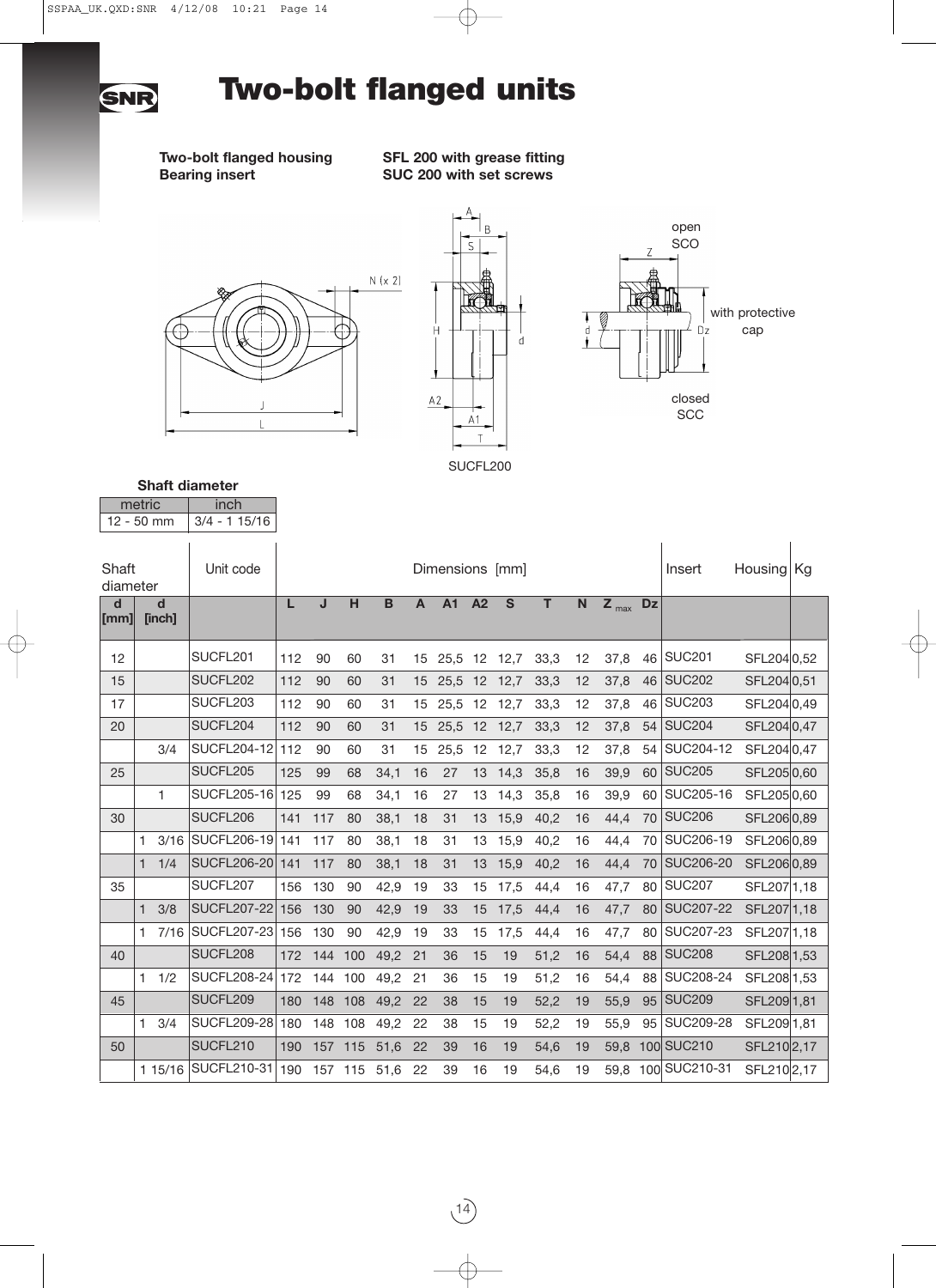# Two-bolt flanged units

**Two-bolt flanged housing** **SFL 200 with grease fitting**
**Bearing insert** **SUC 200 with set screws**

SUCFL200

open SCO

with protective cap

closed SCC

**Shaft diameter**

| metric | inch |
|---|---|
| 12 - 50 mm | 3/4 - 1 15/16 |

| Shaft diameter | | Unit code | Dimensions [mm] | | | | | | | | | | | | Insert | Housing | Kg |
|---|---|---|---|---|---|---|---|---|---|---|---|---|---|---|---|---|---|
| d [mm] | d [inch] | | L | J | H | B | A | A1 | A2 | S | T | N | $Z_{max}$ | Dz | | | |
| 12 | | SUCFL201 | 112 | 90 | 60 | 31 | 15 | 25,5 | 12 | 12,7 | 33,3 | 12 | 37,8 | 46 | SUC201 | SFL204 | 0,52 |
| 15 | | SUCFL202 | 112 | 90 | 60 | 31 | 15 | 25,5 | 12 | 12,7 | 33,3 | 12 | 37,8 | 46 | SUC202 | SFL204 | 0,51 |
| 17 | | SUCFL203 | 112 | 90 | 60 | 31 | 15 | 25,5 | 12 | 12,7 | 33,3 | 12 | 37,8 | 46 | SUC203 | SFL204 | 0,49 |
| 20 | | SUCFL204 | 112 | 90 | 60 | 31 | 15 | 25,5 | 12 | 12,7 | 33,3 | 12 | 37,8 | 54 | SUC204 | SFL204 | 0,47 |
| | 3/4 | SUCFL204-12 | 112 | 90 | 60 | 31 | 15 | 25,5 | 12 | 12,7 | 33,3 | 12 | 37,8 | 54 | SUC204-12 | SFL204 | 0,47 |
| 25 | | SUCFL205 | 125 | 99 | 68 | 34,1 | 16 | 27 | 13 | 14,3 | 35,8 | 16 | 39,9 | 60 | SUC205 | SFL205 | 0,60 |
| | 1 | SUCFL205-16 | 125 | 99 | 68 | 34,1 | 16 | 27 | 13 | 14,3 | 35,8 | 16 | 39,9 | 60 | SUC205-16 | SFL205 | 0,60 |
| 30 | | SUCFL206 | 141 | 117 | 80 | 38,1 | 18 | 31 | 13 | 15,9 | 40,2 | 16 | 44,4 | 70 | SUC206 | SFL206 | 0,89 |
| | 1 3/16 | SUCFL206-19 | 141 | 117 | 80 | 38,1 | 18 | 31 | 13 | 15,9 | 40,2 | 16 | 44,4 | 70 | SUC206-19 | SFL206 | 0,89 |
| | 1 1/4 | SUCFL206-20 | 141 | 117 | 80 | 38,1 | 18 | 31 | 13 | 15,9 | 40,2 | 16 | 44,4 | 70 | SUC206-20 | SFL206 | 0,89 |
| 35 | | SUCFL207 | 156 | 130 | 90 | 42,9 | 19 | 33 | 15 | 17,5 | 44,4 | 16 | 47,7 | 80 | SUC207 | SFL207 | 1,18 |
| | 1 3/8 | SUCFL207-22 | 156 | 130 | 90 | 42,9 | 19 | 33 | 15 | 17,5 | 44,4 | 16 | 47,7 | 80 | SUC207-22 | SFL207 | 1,18 |
| | 1 7/16 | SUCFL207-23 | 156 | 130 | 90 | 42,9 | 19 | 33 | 15 | 17,5 | 44,4 | 16 | 47,7 | 80 | SUC207-23 | SFL207 | 1,18 |
| 40 | | SUCFL208 | 172 | 144 | 100 | 49,2 | 21 | 36 | 15 | 19 | 51,2 | 16 | 54,4 | 88 | SUC208 | SFL208 | 1,53 |
| | 1 1/2 | SUCFL208-24 | 172 | 144 | 100 | 49,2 | 21 | 36 | 15 | 19 | 51,2 | 16 | 54,4 | 88 | SUC208-24 | SFL208 | 1,53 |
| 45 | | SUCFL209 | 180 | 148 | 108 | 49,2 | 22 | 38 | 15 | 19 | 52,2 | 19 | 55,9 | 95 | SUC209 | SFL209 | 1,81 |
| | 1 3/4 | SUCFL209-28 | 180 | 148 | 108 | 49,2 | 22 | 38 | 15 | 19 | 52,2 | 19 | 55,9 | 95 | SUC209-28 | SFL209 | 1,81 |
| 50 | | SUCFL210 | 190 | 157 | 115 | 51,6 | 22 | 39 | 16 | 19 | 54,6 | 19 | 59,8 | 100 | SUC210 | SFL210 | 2,17 |
| | 1 15/16 | SUCFL210-31 | 190 | 157 | 115 | 51,6 | 22 | 39 | 16 | 19 | 54,6 | 19 | 59,8 | 100 | SUC210-31 | SFL210 | 2,17 |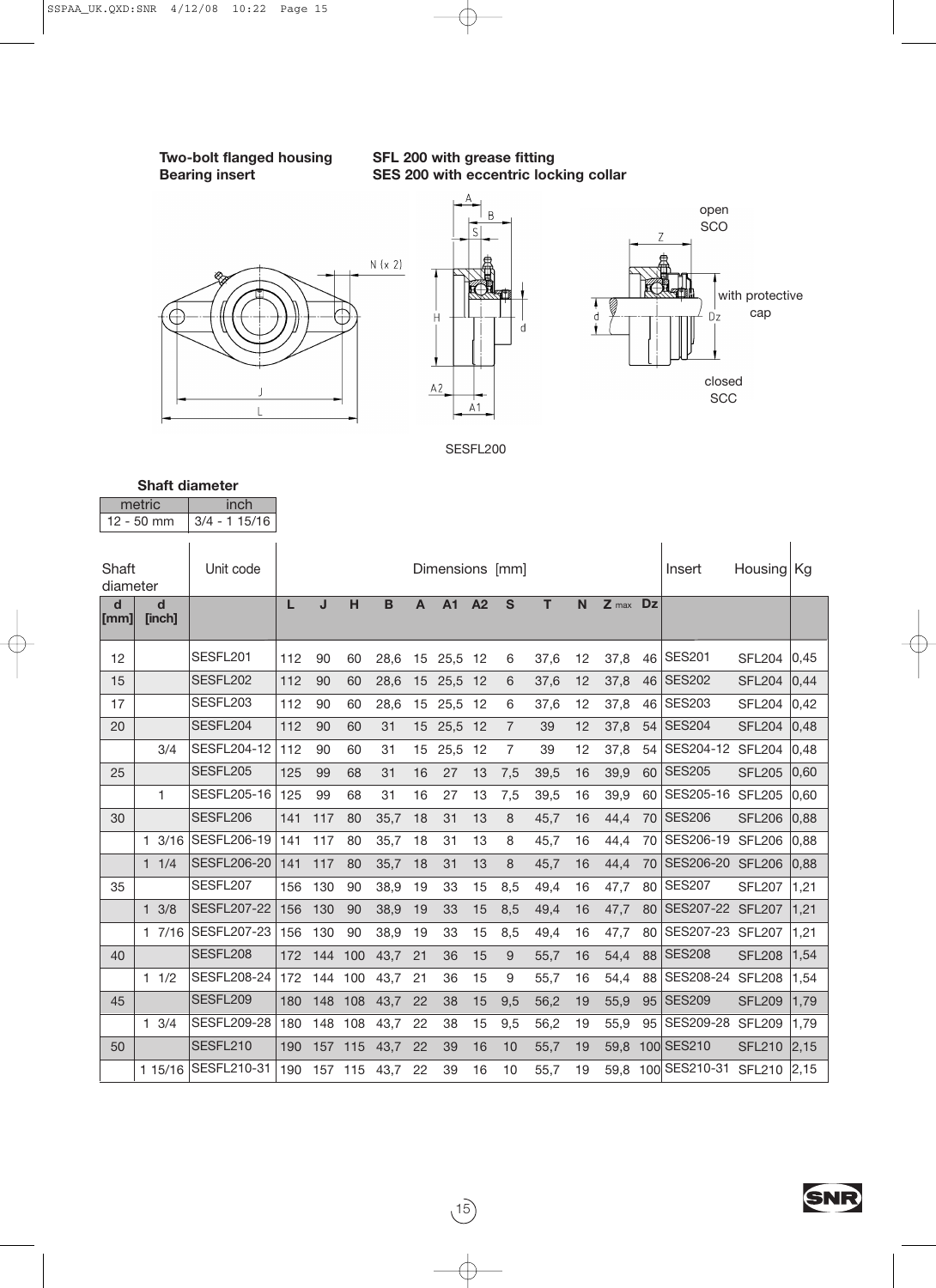**Two-bolt flanged housing** **SFL 200 with grease fitting**

**Bearing insert** **SES 200 with eccentric locking collar**

open SCO

with protective cap

closed SCC

SESFL200

**Shaft diameter**

| metric | inch |
|---|---|
| 12 - 50 mm | 3/4 - 1 15/16 |

| Shaft diameter | | Unit code | Dimensions [mm] | | | | | | | | | | | | Insert | Housing | Kg |
|---|---|---|---|---|---|---|---|---|---|---|---|---|---|---|---|---|---|
| d [mm] | d [inch] | | L | J | H | B | A | A1 | A2 | S | T | N | Z max | Dz | | | |
| 12 | | SESFL201 | 112 | 90 | 60 | 28,6 | 15 | 25,5 | 12 | 6 | 37,6 | 12 | 37,8 | 46 | SES201 | SFL204 | 0,45 |
| 15 | | SESFL202 | 112 | 90 | 60 | 28,6 | 15 | 25,5 | 12 | 6 | 37,6 | 12 | 37,8 | 46 | SES202 | SFL204 | 0,44 |
| 17 | | SESFL203 | 112 | 90 | 60 | 28,6 | 15 | 25,5 | 12 | 6 | 37,6 | 12 | 37,8 | 46 | SES203 | SFL204 | 0,42 |
| 20 | | SESFL204 | 112 | 90 | 60 | 31 | 15 | 25,5 | 12 | 7 | 39 | 12 | 37,8 | 54 | SES204 | SFL204 | 0,48 |
| | 3/4 | SESFL204-12 | 112 | 90 | 60 | 31 | 15 | 25,5 | 12 | 7 | 39 | 12 | 37,8 | 54 | SES204-12 | SFL204 | 0,48 |
| 25 | | SESFL205 | 125 | 99 | 68 | 31 | 16 | 27 | 13 | 7,5 | 39,5 | 16 | 39,9 | 60 | SES205 | SFL205 | 0,60 |
| | 1 | SESFL205-16 | 125 | 99 | 68 | 31 | 16 | 27 | 13 | 7,5 | 39,5 | 16 | 39,9 | 60 | SES205-16 | SFL205 | 0,60 |
| 30 | | SESFL206 | 141 | 117 | 80 | 35,7 | 18 | 31 | 13 | 8 | 45,7 | 16 | 44,4 | 70 | SES206 | SFL206 | 0,88 |
| | 1 3/16 | SESFL206-19 | 141 | 117 | 80 | 35,7 | 18 | 31 | 13 | 8 | 45,7 | 16 | 44,4 | 70 | SES206-19 | SFL206 | 0,88 |
| | 1 1/4 | SESFL206-20 | 141 | 117 | 80 | 35,7 | 18 | 31 | 13 | 8 | 45,7 | 16 | 44,4 | 70 | SES206-20 | SFL206 | 0,88 |
| 35 | | SESFL207 | 156 | 130 | 90 | 38,9 | 19 | 33 | 15 | 8,5 | 49,4 | 16 | 47,7 | 80 | SES207 | SFL207 | 1,21 |
| | 1 3/8 | SESFL207-22 | 156 | 130 | 90 | 38,9 | 19 | 33 | 15 | 8,5 | 49,4 | 16 | 47,7 | 80 | SES207-22 | SFL207 | 1,21 |
| | 1 7/16 | SESFL207-23 | 156 | 130 | 90 | 38,9 | 19 | 33 | 15 | 8,5 | 49,4 | 16 | 47,7 | 80 | SES207-23 | SFL207 | 1,21 |
| 40 | | SESFL208 | 172 | 144 | 100 | 43,7 | 21 | 36 | 15 | 9 | 55,7 | 16 | 54,4 | 88 | SES208 | SFL208 | 1,54 |
| | 1 1/2 | SESFL208-24 | 172 | 144 | 100 | 43,7 | 21 | 36 | 15 | 9 | 55,7 | 16 | 54,4 | 88 | SES208-24 | SFL208 | 1,54 |
| 45 | | SESFL209 | 180 | 148 | 108 | 43,7 | 22 | 38 | 15 | 9,5 | 56,2 | 19 | 55,9 | 95 | SES209 | SFL209 | 1,79 |
| | 1 3/4 | SESFL209-28 | 180 | 148 | 108 | 43,7 | 22 | 38 | 15 | 9,5 | 56,2 | 19 | 55,9 | 95 | SES209-28 | SFL209 | 1,79 |
| 50 | | SESFL210 | 190 | 157 | 115 | 43,7 | 22 | 39 | 16 | 10 | 55,7 | 19 | 59,8 | 100 | SES210 | SFL210 | 2,15 |
| | 1 15/16 | SESFL210-31 | 190 | 157 | 115 | 43,7 | 22 | 39 | 16 | 10 | 55,7 | 19 | 59,8 | 100 | SES210-31 | SFL210 | 2,15 |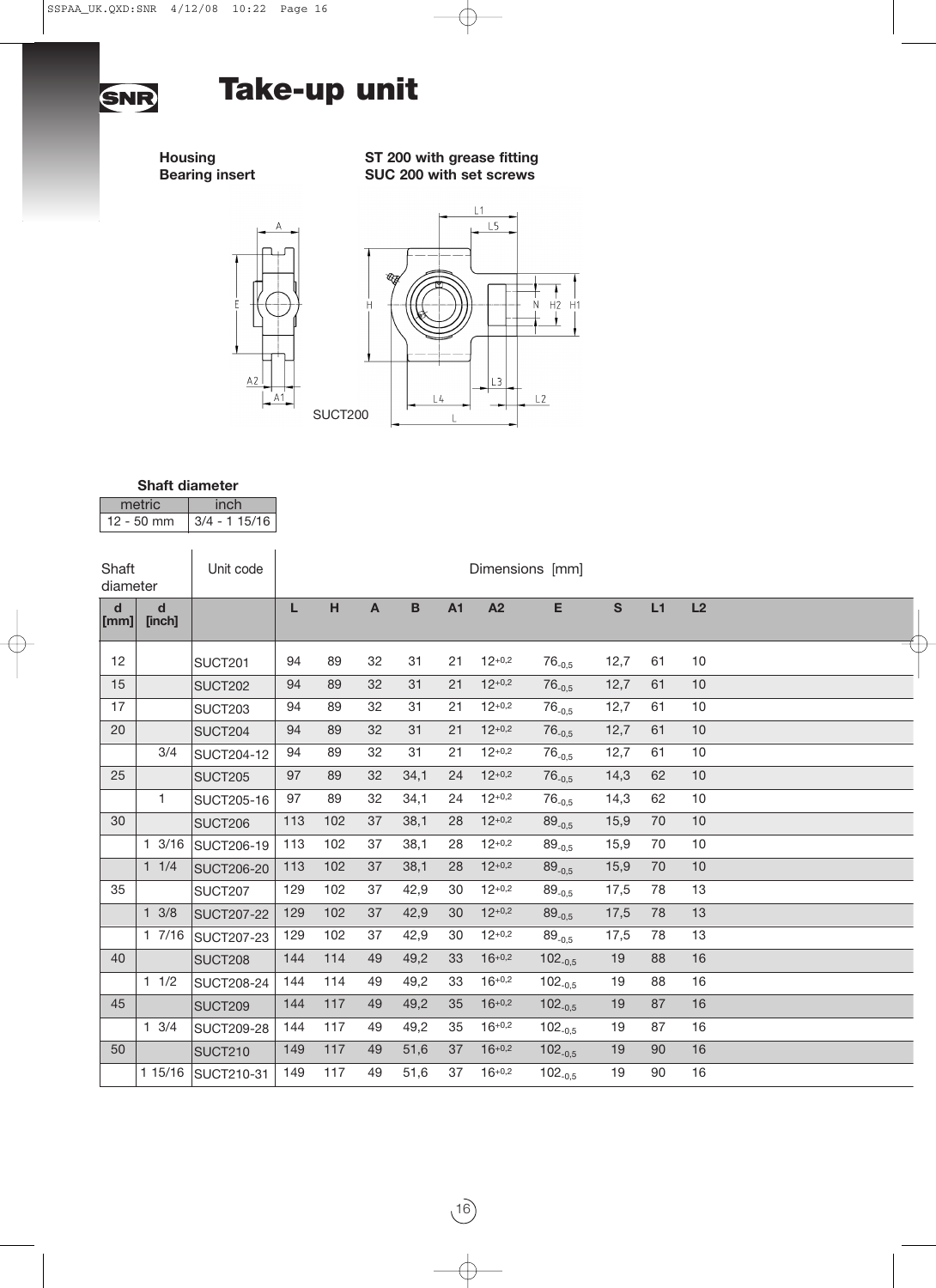# Take-up unit

**Housing** — **ST 200 with grease fitting**
**Bearing insert** — **SUC 200 with set screws**

SUCT200

**Shaft diameter**

| metric | inch |
|---|---|
| 12 - 50 mm | 3/4 - 1 15/16 |

| Shaft diameter | | Unit code | Dimensions [mm] | | | | | | | | | |
|---|---|---|---|---|---|---|---|---|---|---|---|---|
| **d [mm]** | **d [inch]** | | **L** | **H** | **A** | **B** | **A1** | **A2** | **E** | **S** | **L1** | **L2** |
| 12 | | SUCT201 | 94 | 89 | 32 | 31 | 21 | $12^{+0,2}$ | $76_{-0,5}$ | 12,7 | 61 | 10 |
| 15 | | SUCT202 | 94 | 89 | 32 | 31 | 21 | $12^{+0,2}$ | $76_{-0,5}$ | 12,7 | 61 | 10 |
| 17 | | SUCT203 | 94 | 89 | 32 | 31 | 21 | $12^{+0,2}$ | $76_{-0,5}$ | 12,7 | 61 | 10 |
| 20 | | SUCT204 | 94 | 89 | 32 | 31 | 21 | $12^{+0,2}$ | $76_{-0,5}$ | 12,7 | 61 | 10 |
| | 3/4 | SUCT204-12 | 94 | 89 | 32 | 31 | 21 | $12^{+0,2}$ | $76_{-0,5}$ | 12,7 | 61 | 10 |
| 25 | | SUCT205 | 97 | 89 | 32 | 34,1 | 24 | $12^{+0,2}$ | $76_{-0,5}$ | 14,3 | 62 | 10 |
| | 1 | SUCT205-16 | 97 | 89 | 32 | 34,1 | 24 | $12^{+0,2}$ | $76_{-0,5}$ | 14,3 | 62 | 10 |
| 30 | | SUCT206 | 113 | 102 | 37 | 38,1 | 28 | $12^{+0,2}$ | $89_{-0,5}$ | 15,9 | 70 | 10 |
| | 1 3/16 | SUCT206-19 | 113 | 102 | 37 | 38,1 | 28 | $12^{+0,2}$ | $89_{-0,5}$ | 15,9 | 70 | 10 |
| | 1 1/4 | SUCT206-20 | 113 | 102 | 37 | 38,1 | 28 | $12^{+0,2}$ | $89_{-0,5}$ | 15,9 | 70 | 10 |
| 35 | | SUCT207 | 129 | 102 | 37 | 42,9 | 30 | $12^{+0,2}$ | $89_{-0,5}$ | 17,5 | 78 | 13 |
| | 1 3/8 | SUCT207-22 | 129 | 102 | 37 | 42,9 | 30 | $12^{+0,2}$ | $89_{-0,5}$ | 17,5 | 78 | 13 |
| | 1 7/16 | SUCT207-23 | 129 | 102 | 37 | 42,9 | 30 | $12^{+0,2}$ | $89_{-0,5}$ | 17,5 | 78 | 13 |
| 40 | | SUCT208 | 144 | 114 | 49 | 49,2 | 33 | $16^{+0,2}$ | $102_{-0,5}$ | 19 | 88 | 16 |
| | 1 1/2 | SUCT208-24 | 144 | 114 | 49 | 49,2 | 33 | $16^{+0,2}$ | $102_{-0,5}$ | 19 | 88 | 16 |
| 45 | | SUCT209 | 144 | 117 | 49 | 49,2 | 35 | $16^{+0,2}$ | $102_{-0,5}$ | 19 | 87 | 16 |
| | 1 3/4 | SUCT209-28 | 144 | 117 | 49 | 49,2 | 35 | $16^{+0,2}$ | $102_{-0,5}$ | 19 | 87 | 16 |
| 50 | | SUCT210 | 149 | 117 | 49 | 51,6 | 37 | $16^{+0,2}$ | $102_{-0,5}$ | 19 | 90 | 16 |
| | 1 15/16 | SUCT210-31 | 149 | 117 | 49 | 51,6 | 37 | $16^{+0,2}$ | $102_{-0,5}$ | 19 | 90 | 16 |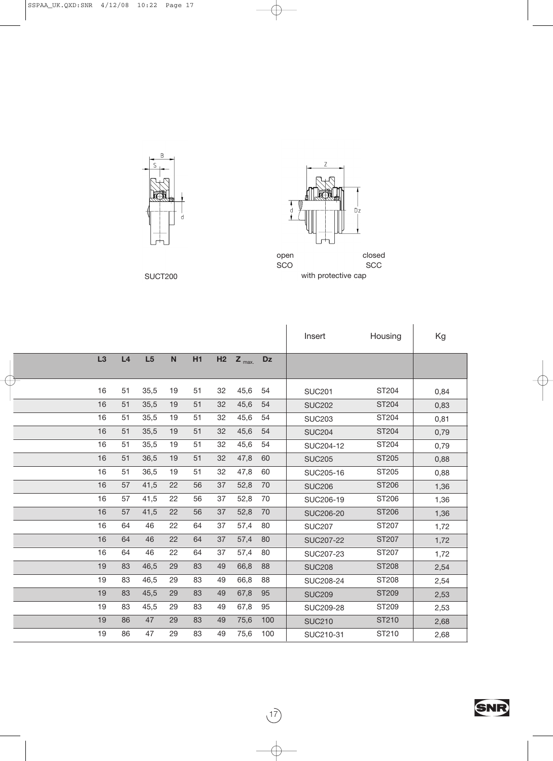SUCT200

open SCO closed SCC

with protective cap

| L3 | L4 | L5 | N | H1 | H2 | $Z_{max.}$ | Dz | Insert | Housing | Kg |
|---|---|---|---|---|---|---|---|---|---|---|
| 16 | 51 | 35,5 | 19 | 51 | 32 | 45,6 | 54 | SUC201 | ST204 | 0,84 |
| 16 | 51 | 35,5 | 19 | 51 | 32 | 45,6 | 54 | SUC202 | ST204 | 0,83 |
| 16 | 51 | 35,5 | 19 | 51 | 32 | 45,6 | 54 | SUC203 | ST204 | 0,81 |
| 16 | 51 | 35,5 | 19 | 51 | 32 | 45,6 | 54 | SUC204 | ST204 | 0,79 |
| 16 | 51 | 35,5 | 19 | 51 | 32 | 45,6 | 54 | SUC204-12 | ST204 | 0,79 |
| 16 | 51 | 36,5 | 19 | 51 | 32 | 47,8 | 60 | SUC205 | ST205 | 0,88 |
| 16 | 51 | 36,5 | 19 | 51 | 32 | 47,8 | 60 | SUC205-16 | ST205 | 0,88 |
| 16 | 57 | 41,5 | 22 | 56 | 37 | 52,8 | 70 | SUC206 | ST206 | 1,36 |
| 16 | 57 | 41,5 | 22 | 56 | 37 | 52,8 | 70 | SUC206-19 | ST206 | 1,36 |
| 16 | 57 | 41,5 | 22 | 56 | 37 | 52,8 | 70 | SUC206-20 | ST206 | 1,36 |
| 16 | 64 | 46 | 22 | 64 | 37 | 57,4 | 80 | SUC207 | ST207 | 1,72 |
| 16 | 64 | 46 | 22 | 64 | 37 | 57,4 | 80 | SUC207-22 | ST207 | 1,72 |
| 16 | 64 | 46 | 22 | 64 | 37 | 57,4 | 80 | SUC207-23 | ST207 | 1,72 |
| 19 | 83 | 46,5 | 29 | 83 | 49 | 66,8 | 88 | SUC208 | ST208 | 2,54 |
| 19 | 83 | 46,5 | 29 | 83 | 49 | 66,8 | 88 | SUC208-24 | ST208 | 2,54 |
| 19 | 83 | 45,5 | 29 | 83 | 49 | 67,8 | 95 | SUC209 | ST209 | 2,53 |
| 19 | 83 | 45,5 | 29 | 83 | 49 | 67,8 | 95 | SUC209-28 | ST209 | 2,53 |
| 19 | 86 | 47 | 29 | 83 | 49 | 75,6 | 100 | SUC210 | ST210 | 2,68 |
| 19 | 86 | 47 | 29 | 83 | 49 | 75,6 | 100 | SUC210-31 | ST210 | 2,68 |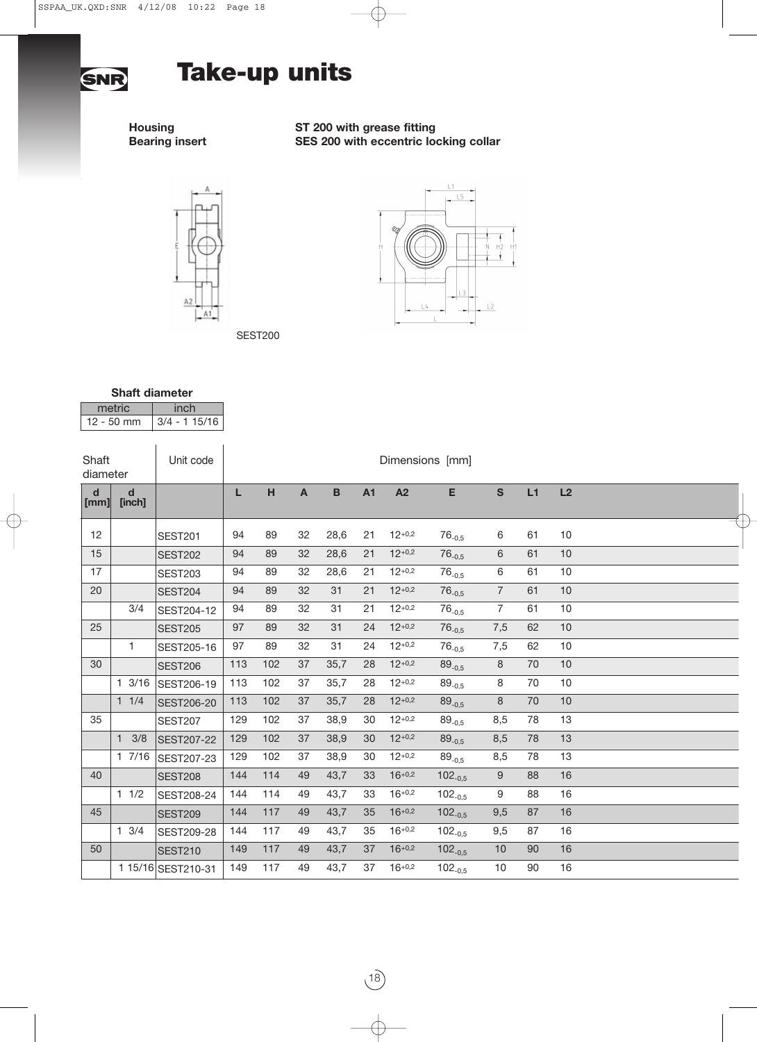# Take-up units

**Housing** ST 200 with grease fitting
**Bearing insert** SES 200 with eccentric locking collar

SEST200

**Shaft diameter**

| metric | inch |
|---|---|
| 12 - 50 mm | 3/4 - 1 15/16 |

| Shaft diameter | | Unit code | Dimensions [mm] | | | | | | | | | |
|---|---|---|---|---|---|---|---|---|---|---|---|---|
| **d [mm]** | **d [inch]** | | **L** | **H** | **A** | **B** | **A1** | **A2** | **E** | **S** | **L1** | **L2** |
| 12 | | SEST201 | 94 | 89 | 32 | 28,6 | 21 | $12^{+0,2}$ | $76_{-0,5}$ | 6 | 61 | 10 |
| 15 | | SEST202 | 94 | 89 | 32 | 28,6 | 21 | $12^{+0,2}$ | $76_{-0,5}$ | 6 | 61 | 10 |
| 17 | | SEST203 | 94 | 89 | 32 | 28,6 | 21 | $12^{+0,2}$ | $76_{-0,5}$ | 6 | 61 | 10 |
| 20 | | SEST204 | 94 | 89 | 32 | 31 | 21 | $12^{+0,2}$ | $76_{-0,5}$ | 7 | 61 | 10 |
| | 3/4 | SEST204-12 | 94 | 89 | 32 | 31 | 21 | $12^{+0,2}$ | $76_{-0,5}$ | 7 | 61 | 10 |
| 25 | | SEST205 | 97 | 89 | 32 | 31 | 24 | $12^{+0,2}$ | $76_{-0,5}$ | 7,5 | 62 | 10 |
| | 1 | SEST205-16 | 97 | 89 | 32 | 31 | 24 | $12^{+0,2}$ | $76_{-0,5}$ | 7,5 | 62 | 10 |
| 30 | | SEST206 | 113 | 102 | 37 | 35,7 | 28 | $12^{+0,2}$ | $89_{-0,5}$ | 8 | 70 | 10 |
| | 1 3/16 | SEST206-19 | 113 | 102 | 37 | 35,7 | 28 | $12^{+0,2}$ | $89_{-0,5}$ | 8 | 70 | 10 |
| | 1 1/4 | SEST206-20 | 113 | 102 | 37 | 35,7 | 28 | $12^{+0,2}$ | $89_{-0,5}$ | 8 | 70 | 10 |
| 35 | | SEST207 | 129 | 102 | 37 | 38,9 | 30 | $12^{+0,2}$ | $89_{-0,5}$ | 8,5 | 78 | 13 |
| | 1 3/8 | SEST207-22 | 129 | 102 | 37 | 38,9 | 30 | $12^{+0,2}$ | $89_{-0,5}$ | 8,5 | 78 | 13 |
| | 1 7/16 | SEST207-23 | 129 | 102 | 37 | 38,9 | 30 | $12^{+0,2}$ | $89_{-0,5}$ | 8,5 | 78 | 13 |
| 40 | | SEST208 | 144 | 114 | 49 | 43,7 | 33 | $16^{+0,2}$ | $102_{-0,5}$ | 9 | 88 | 16 |
| | 1 1/2 | SEST208-24 | 144 | 114 | 49 | 43,7 | 33 | $16^{+0,2}$ | $102_{-0,5}$ | 9 | 88 | 16 |
| 45 | | SEST209 | 144 | 117 | 49 | 43,7 | 35 | $16^{+0,2}$ | $102_{-0,5}$ | 9,5 | 87 | 16 |
| | 1 3/4 | SEST209-28 | 144 | 117 | 49 | 43,7 | 35 | $16^{+0,2}$ | $102_{-0,5}$ | 9,5 | 87 | 16 |
| 50 | | SEST210 | 149 | 117 | 49 | 43,7 | 37 | $16^{+0,2}$ | $102_{-0,5}$ | 10 | 90 | 16 |
| | 1 15/16 | SEST210-31 | 149 | 117 | 49 | 43,7 | 37 | $16^{+0,2}$ | $102_{-0,5}$ | 10 | 90 | 16 |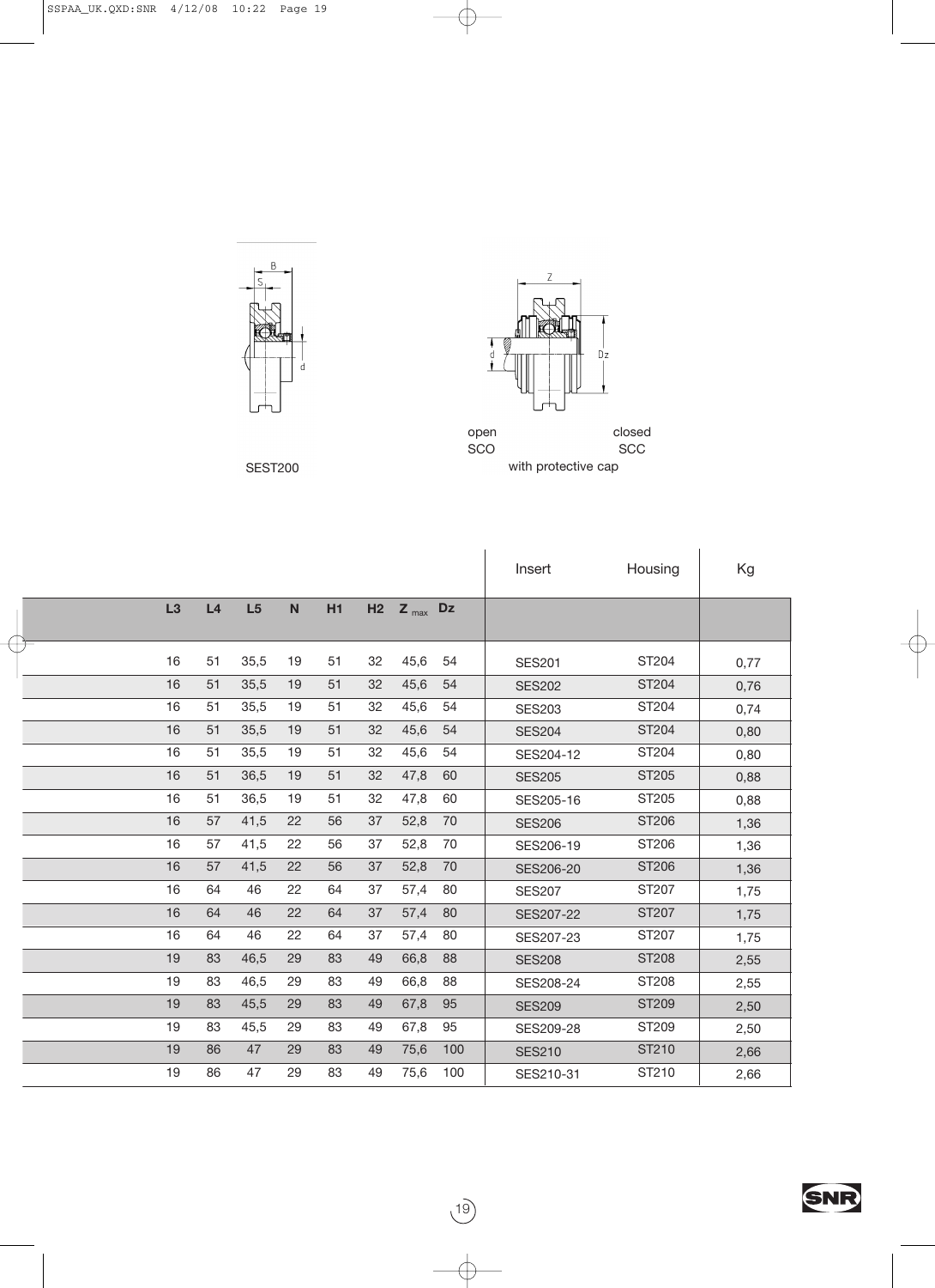SEST200

open SCO closed SCC with protective cap

| L3 | L4 | L5 | N | H1 | H2 | $Z_{max}$ | Dz | Insert | Housing | Kg |
|---|---|---|---|---|---|---|---|---|---|---|
| 16 | 51 | 35,5 | 19 | 51 | 32 | 45,6 | 54 | SES201 | ST204 | 0,77 |
| 16 | 51 | 35,5 | 19 | 51 | 32 | 45,6 | 54 | SES202 | ST204 | 0,76 |
| 16 | 51 | 35,5 | 19 | 51 | 32 | 45,6 | 54 | SES203 | ST204 | 0,74 |
| 16 | 51 | 35,5 | 19 | 51 | 32 | 45,6 | 54 | SES204 | ST204 | 0,80 |
| 16 | 51 | 35,5 | 19 | 51 | 32 | 45,6 | 54 | SES204-12 | ST204 | 0,80 |
| 16 | 51 | 36,5 | 19 | 51 | 32 | 47,8 | 60 | SES205 | ST205 | 0,88 |
| 16 | 51 | 36,5 | 19 | 51 | 32 | 47,8 | 60 | SES205-16 | ST205 | 0,88 |
| 16 | 57 | 41,5 | 22 | 56 | 37 | 52,8 | 70 | SES206 | ST206 | 1,36 |
| 16 | 57 | 41,5 | 22 | 56 | 37 | 52,8 | 70 | SES206-19 | ST206 | 1,36 |
| 16 | 57 | 41,5 | 22 | 56 | 37 | 52,8 | 70 | SES206-20 | ST206 | 1,36 |
| 16 | 64 | 46 | 22 | 64 | 37 | 57,4 | 80 | SES207 | ST207 | 1,75 |
| 16 | 64 | 46 | 22 | 64 | 37 | 57,4 | 80 | SES207-22 | ST207 | 1,75 |
| 16 | 64 | 46 | 22 | 64 | 37 | 57,4 | 80 | SES207-23 | ST207 | 1,75 |
| 19 | 83 | 46,5 | 29 | 83 | 49 | 66,8 | 88 | SES208 | ST208 | 2,55 |
| 19 | 83 | 46,5 | 29 | 83 | 49 | 66,8 | 88 | SES208-24 | ST208 | 2,55 |
| 19 | 83 | 45,5 | 29 | 83 | 49 | 67,8 | 95 | SES209 | ST209 | 2,50 |
| 19 | 83 | 45,5 | 29 | 83 | 49 | 67,8 | 95 | SES209-28 | ST209 | 2,50 |
| 19 | 86 | 47 | 29 | 83 | 49 | 75,6 | 100 | SES210 | ST210 | 2,66 |
| 19 | 86 | 47 | 29 | 83 | 49 | 75,6 | 100 | SES210-31 | ST210 | 2,66 |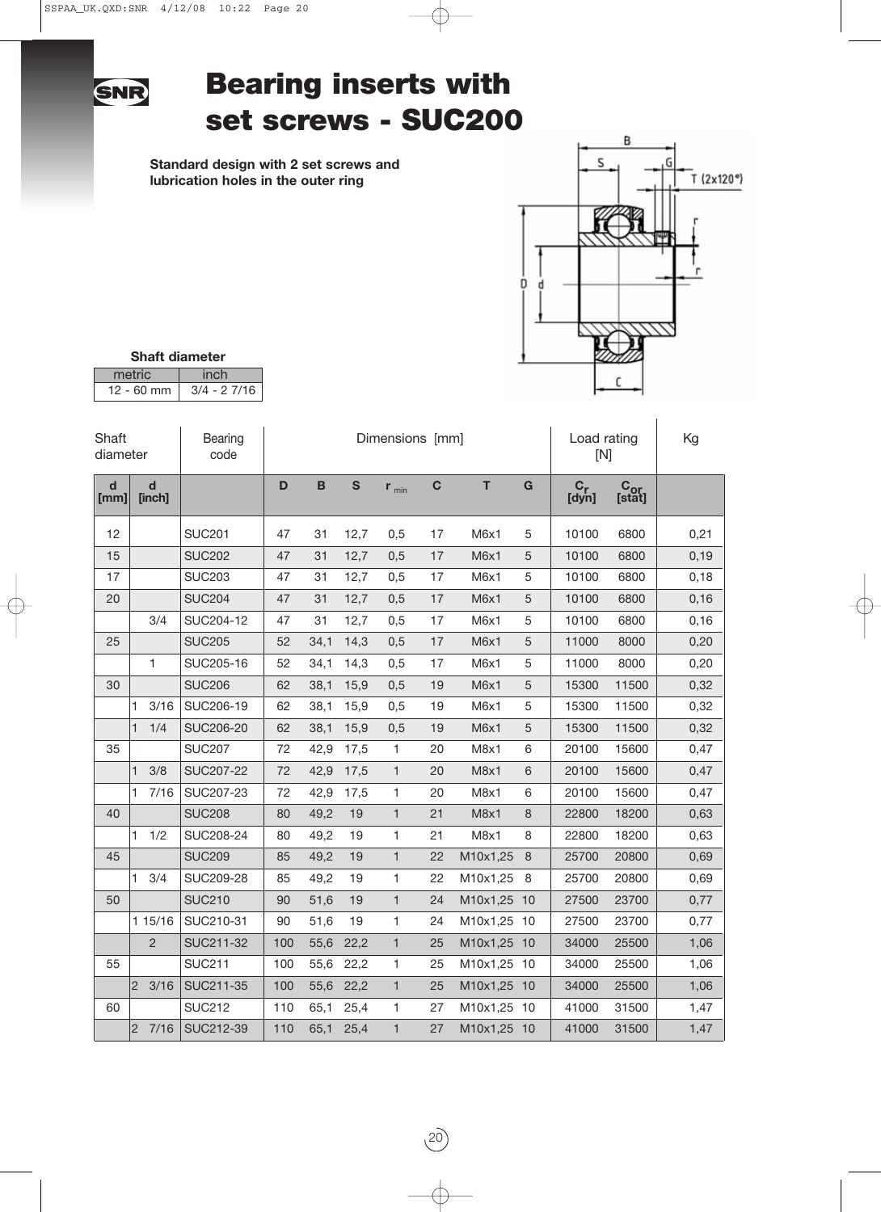# Bearing inserts with set screws - SUC200

**Standard design with 2 set screws and lubrication holes in the outer ring**

**Shaft diameter**

| metric | inch |
|---|---|
| 12 - 60 mm | 3/4 - 2 7/16 |

| Shaft diameter | | Bearing code | Dimensions [mm] | | | | | | | Load rating [N] | | Kg |
|---|---|---|---|---|---|---|---|---|---|---|---|---|
| d [mm] | d [inch] | | D | B | S | $r_{min}$ | C | T | G | $C_r$ [dyn] | $C_{or}$ [stat] | |
| 12 | | SUC201 | 47 | 31 | 12,7 | 0,5 | 17 | M6x1 | 5 | 10100 | 6800 | 0,21 |
| 15 | | SUC202 | 47 | 31 | 12,7 | 0,5 | 17 | M6x1 | 5 | 10100 | 6800 | 0,19 |
| 17 | | SUC203 | 47 | 31 | 12,7 | 0,5 | 17 | M6x1 | 5 | 10100 | 6800 | 0,18 |
| 20 | | SUC204 | 47 | 31 | 12,7 | 0,5 | 17 | M6x1 | 5 | 10100 | 6800 | 0,16 |
| | 3/4 | SUC204-12 | 47 | 31 | 12,7 | 0,5 | 17 | M6x1 | 5 | 10100 | 6800 | 0,16 |
| 25 | | SUC205 | 52 | 34,1 | 14,3 | 0,5 | 17 | M6x1 | 5 | 11000 | 8000 | 0,20 |
| | 1 | SUC205-16 | 52 | 34,1 | 14,3 | 0,5 | 17 | M6x1 | 5 | 11000 | 8000 | 0,20 |
| 30 | | SUC206 | 62 | 38,1 | 15,9 | 0,5 | 19 | M6x1 | 5 | 15300 | 11500 | 0,32 |
| | 1 3/16 | SUC206-19 | 62 | 38,1 | 15,9 | 0,5 | 19 | M6x1 | 5 | 15300 | 11500 | 0,32 |
| | 1 1/4 | SUC206-20 | 62 | 38,1 | 15,9 | 0,5 | 19 | M6x1 | 5 | 15300 | 11500 | 0,32 |
| 35 | | SUC207 | 72 | 42,9 | 17,5 | 1 | 20 | M8x1 | 6 | 20100 | 15600 | 0,47 |
| | 1 3/8 | SUC207-22 | 72 | 42,9 | 17,5 | 1 | 20 | M8x1 | 6 | 20100 | 15600 | 0,47 |
| | 1 7/16 | SUC207-23 | 72 | 42,9 | 17,5 | 1 | 20 | M8x1 | 6 | 20100 | 15600 | 0,47 |
| 40 | | SUC208 | 80 | 49,2 | 19 | 1 | 21 | M8x1 | 8 | 22800 | 18200 | 0,63 |
| | 1 1/2 | SUC208-24 | 80 | 49,2 | 19 | 1 | 21 | M8x1 | 8 | 22800 | 18200 | 0,63 |
| 45 | | SUC209 | 85 | 49,2 | 19 | 1 | 22 | M10x1,25 | 8 | 25700 | 20800 | 0,69 |
| | 1 3/4 | SUC209-28 | 85 | 49,2 | 19 | 1 | 22 | M10x1,25 | 8 | 25700 | 20800 | 0,69 |
| 50 | | SUC210 | 90 | 51,6 | 19 | 1 | 24 | M10x1,25 | 10 | 27500 | 23700 | 0,77 |
| | 1 15/16 | SUC210-31 | 90 | 51,6 | 19 | 1 | 24 | M10x1,25 | 10 | 27500 | 23700 | 0,77 |
| | 2 | SUC211-32 | 100 | 55,6 | 22,2 | 1 | 25 | M10x1,25 | 10 | 34000 | 25500 | 1,06 |
| 55 | | SUC211 | 100 | 55,6 | 22,2 | 1 | 25 | M10x1,25 | 10 | 34000 | 25500 | 1,06 |
| | 2 3/16 | SUC211-35 | 100 | 55,6 | 22,2 | 1 | 25 | M10x1,25 | 10 | 34000 | 25500 | 1,06 |
| 60 | | SUC212 | 110 | 65,1 | 25,4 | 1 | 27 | M10x1,25 | 10 | 41000 | 31500 | 1,47 |
| | 2 7/16 | SUC212-39 | 110 | 65,1 | 25,4 | 1 | 27 | M10x1,25 | 10 | 41000 | 31500 | 1,47 |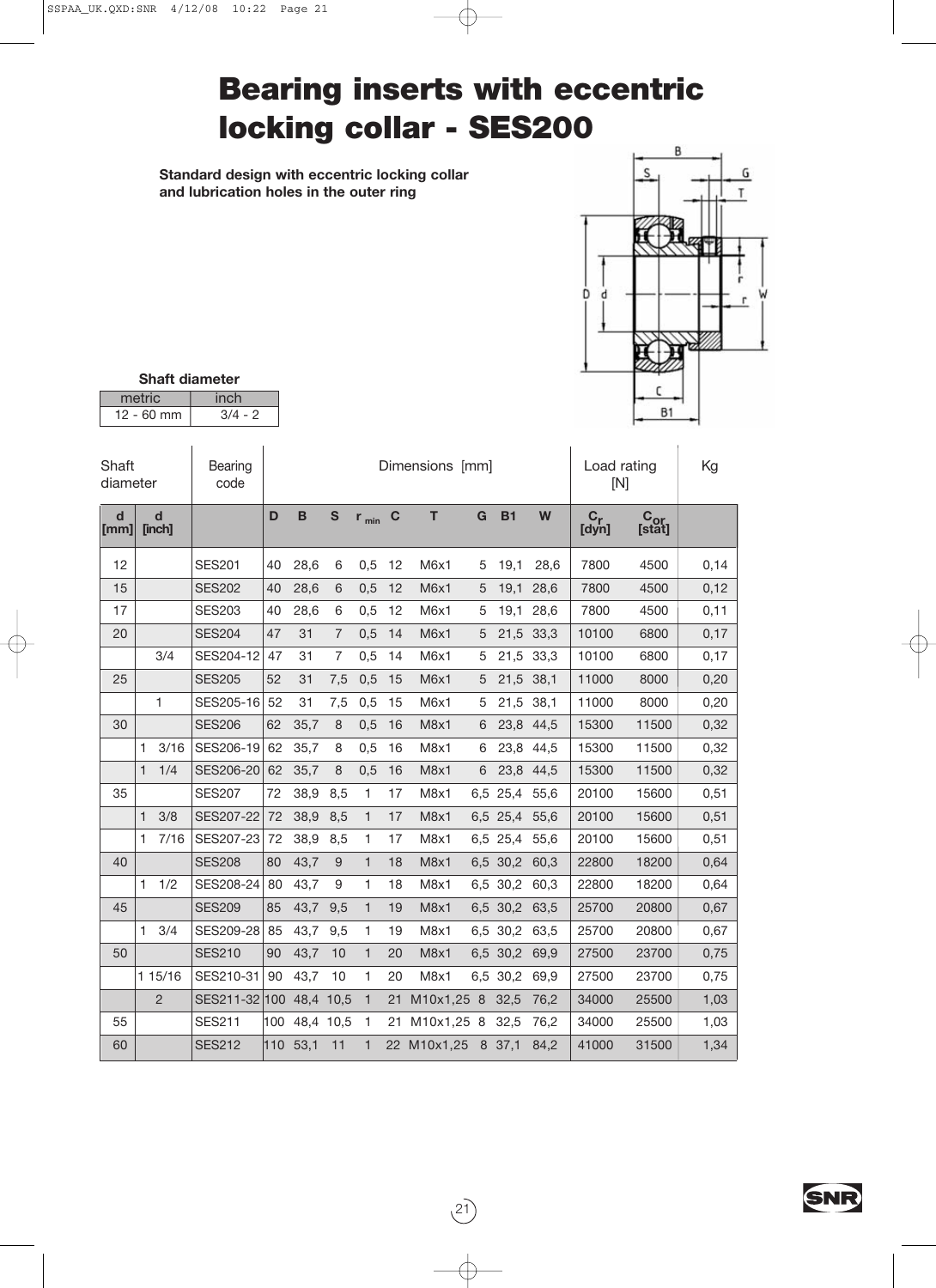# Bearing inserts with eccentric locking collar - SES200

**Standard design with eccentric locking collar and lubrication holes in the outer ring**

**Shaft diameter**

| metric | inch |
|---|---|
| 12 - 60 mm | 3/4 - 2 |

| Shaft diameter | | Bearing code | Dimensions [mm] | | | | | | | | | Load rating [N] | | Kg |
|---|---|---|---|---|---|---|---|---|---|---|---|---|---|---|
| d [mm] | d [inch] | | D | B | S | $r_{min}$ | C | T | G | B1 | W | $C_r$ [dyn] | $C_{or}$ [stat] | |
| 12 | | SES201 | 40 | 28,6 | 6 | 0,5 | 12 | M6x1 | 5 | 19,1 | 28,6 | 7800 | 4500 | 0,14 |
| 15 | | SES202 | 40 | 28,6 | 6 | 0,5 | 12 | M6x1 | 5 | 19,1 | 28,6 | 7800 | 4500 | 0,12 |
| 17 | | SES203 | 40 | 28,6 | 6 | 0,5 | 12 | M6x1 | 5 | 19,1 | 28,6 | 7800 | 4500 | 0,11 |
| 20 | | SES204 | 47 | 31 | 7 | 0,5 | 14 | M6x1 | 5 | 21,5 | 33,3 | 10100 | 6800 | 0,17 |
| | 3/4 | SES204-12 | 47 | 31 | 7 | 0,5 | 14 | M6x1 | 5 | 21,5 | 33,3 | 10100 | 6800 | 0,17 |
| 25 | | SES205 | 52 | 31 | 7,5 | 0,5 | 15 | M6x1 | 5 | 21,5 | 38,1 | 11000 | 8000 | 0,20 |
| | 1 | SES205-16 | 52 | 31 | 7,5 | 0,5 | 15 | M6x1 | 5 | 21,5 | 38,1 | 11000 | 8000 | 0,20 |
| 30 | | SES206 | 62 | 35,7 | 8 | 0,5 | 16 | M8x1 | 6 | 23,8 | 44,5 | 15300 | 11500 | 0,32 |
| | 1 3/16 | SES206-19 | 62 | 35,7 | 8 | 0,5 | 16 | M8x1 | 6 | 23,8 | 44,5 | 15300 | 11500 | 0,32 |
| | 1 1/4 | SES206-20 | 62 | 35,7 | 8 | 0,5 | 16 | M8x1 | 6 | 23,8 | 44,5 | 15300 | 11500 | 0,32 |
| 35 | | SES207 | 72 | 38,9 | 8,5 | 1 | 17 | M8x1 | 6,5 | 25,4 | 55,6 | 20100 | 15600 | 0,51 |
| | 1 3/8 | SES207-22 | 72 | 38,9 | 8,5 | 1 | 17 | M8x1 | 6,5 | 25,4 | 55,6 | 20100 | 15600 | 0,51 |
| | 1 7/16 | SES207-23 | 72 | 38,9 | 8,5 | 1 | 17 | M8x1 | 6,5 | 25,4 | 55,6 | 20100 | 15600 | 0,51 |
| 40 | | SES208 | 80 | 43,7 | 9 | 1 | 18 | M8x1 | 6,5 | 30,2 | 60,3 | 22800 | 18200 | 0,64 |
| | 1 1/2 | SES208-24 | 80 | 43,7 | 9 | 1 | 18 | M8x1 | 6,5 | 30,2 | 60,3 | 22800 | 18200 | 0,64 |
| 45 | | SES209 | 85 | 43,7 | 9,5 | 1 | 19 | M8x1 | 6,5 | 30,2 | 63,5 | 25700 | 20800 | 0,67 |
| | 1 3/4 | SES209-28 | 85 | 43,7 | 9,5 | 1 | 19 | M8x1 | 6,5 | 30,2 | 63,5 | 25700 | 20800 | 0,67 |
| 50 | | SES210 | 90 | 43,7 | 10 | 1 | 20 | M8x1 | 6,5 | 30,2 | 69,9 | 27500 | 23700 | 0,75 |
| | 1 15/16 | SES210-31 | 90 | 43,7 | 10 | 1 | 20 | M8x1 | 6,5 | 30,2 | 69,9 | 27500 | 23700 | 0,75 |
| | 2 | SES211-32 | 100 | 48,4 | 10,5 | 1 | 21 | M10x1,25 | 8 | 32,5 | 76,2 | 34000 | 25500 | 1,03 |
| 55 | | SES211 | 100 | 48,4 | 10,5 | 1 | 21 | M10x1,25 | 8 | 32,5 | 76,2 | 34000 | 25500 | 1,03 |
| 60 | | SES212 | 110 | 53,1 | 11 | 1 | 22 | M10x1,25 | 8 | 37,1 | 84,2 | 41000 | 31500 | 1,34 |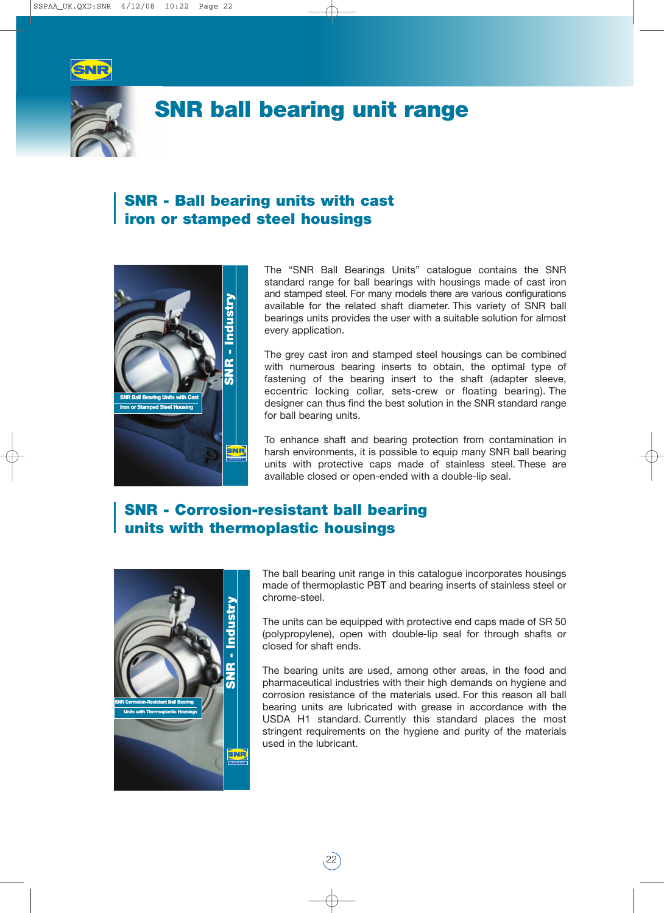# SNR ball bearing unit range

## SNR - Ball bearing units with cast iron or stamped steel housings

The “SNR Ball Bearings Units” catalogue contains the SNR standard range for ball bearings with housings made of cast iron and stamped steel. For many models there are various configurations available for the related shaft diameter. This variety of SNR ball bearings units provides the user with a suitable solution for almost every application.

The grey cast iron and stamped steel housings can be combined with numerous bearing inserts to obtain, the optimal type of fastening of the bearing insert to the shaft (adapter sleeve, eccentric locking collar, sets-crew or floating bearing). The designer can thus find the best solution in the SNR standard range for ball bearing units.

To enhance shaft and bearing protection from contamination in harsh environments, it is possible to equip many SNR ball bearing units with protective caps made of stainless steel. These are available closed or open-ended with a double-lip seal.

## SNR - Corrosion-resistant ball bearing units with thermoplastic housings

The ball bearing unit range in this catalogue incorporates housings made of thermoplastic PBT and bearing inserts of stainless steel or chrome-steel.

The units can be equipped with protective end caps made of SR 50 (polypropylene), open with double-lip seal for through shafts or closed for shaft ends.

The bearing units are used, among other areas, in the food and pharmaceutical industries with their high demands on hygiene and corrosion resistance of the materials used. For this reason all ball bearing units are lubricated with grease in accordance with the USDA H1 standard. Currently this standard places the most stringent requirements on the hygiene and purity of the materials used in the lubricant.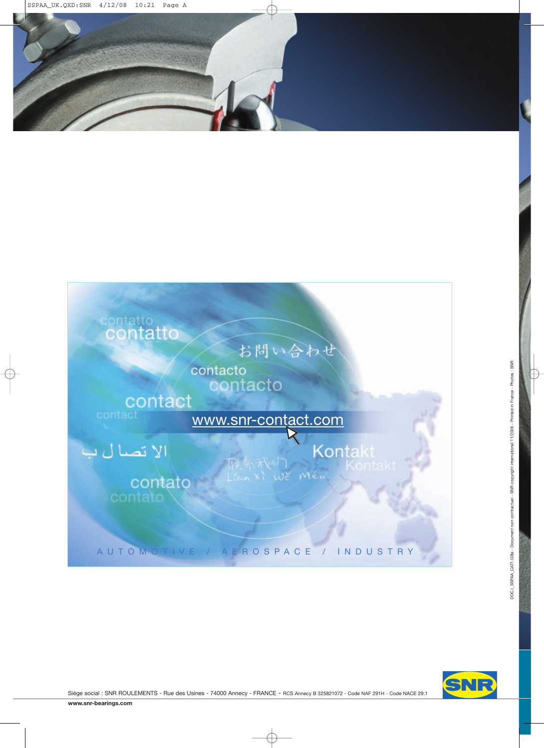contatto

contatto

お問い合わせ

contacto

contacto

contact

contact

www.snr-contact.com

الا تصا ل ب

Kontakt

Kontakt

联系我们

Lián xì wǒ mén

contato

contato

AUTOMOTIVE / AEROSPACE / INDUSTRY

DOC\_SSPAA\_CATI GBa - Document non contractuel - SNR copyright international 11/2006 - Printed in France - Photos : SNR

Siège social : SNR ROULEMENTS - Rue des Usines - 74000 Annecy - FRANCE - RCS Annecy B 325821072 - Code NAF 291H - Code NACE 29.1

**www.snr-bearings.com**